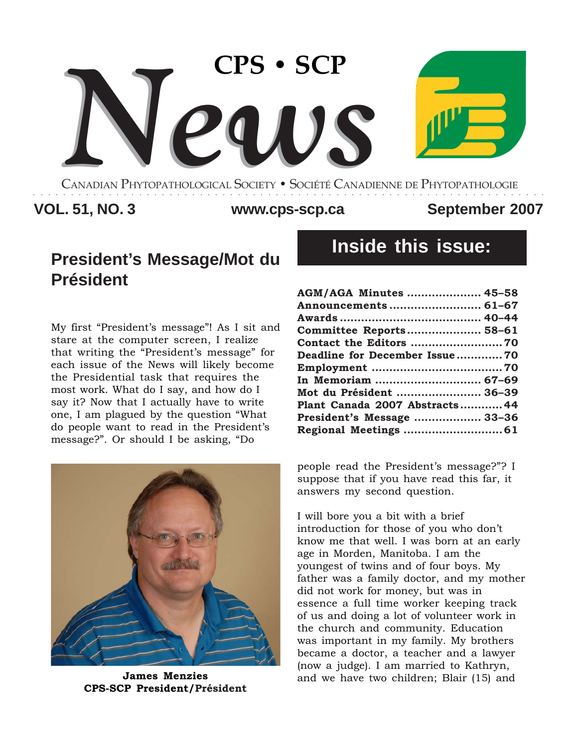# CPS • SCP News

CANADIAN PHYTOPATHOLOGICAL SOCIETY • SOCIÉTÉ CANADIENNE DE PHYTOPATHOLOGIE

**VOL. 51, NO. 3** | **www.cps-scp.ca** | **September 2007**

## Inside this issue:

| | |
|---|---|
| **AGM/AGA Minutes** | **45–58** |
| **Announcements** | **61–67** |
| **Awards** | **40–44** |
| **Committee Reports** | **58–61** |
| **Contact the Editors** | **70** |
| **Deadline for December Issue** | **70** |
| **Employment** | **70** |
| **In Memoriam** | **67–69** |
| **Mot du Président** | **36–39** |
| **Plant Canada 2007 Abstracts** | **44** |
| **President's Message** | **33–36** |
| **Regional Meetings** | **61** |

## President's Message/Mot du Président

My first "President's message"! As I sit and stare at the computer screen, I realize that writing the "President's message" for each issue of the News will likely become the Presidential task that requires the most work. What do I say, and how do I say it? Now that I actually have to write one, I am plagued by the question "What do people want to read in the President's message?". Or should I be asking, "Do people read the President's message?"? I suppose that if you have read this far, it answers my second question.

**James Menzies**
**CPS-SCP President/Président**

I will bore you a bit with a brief introduction for those of you who don't know me that well. I was born at an early age in Morden, Manitoba. I am the youngest of twins and of four boys. My father was a family doctor, and my mother did not work for money, but was in essence a full time worker keeping track of us and doing a lot of volunteer work in the church and community. Education was important in my family. My brothers became a doctor, a teacher and a lawyer (now a judge). I am married to Kathryn, and we have two children; Blair (15) and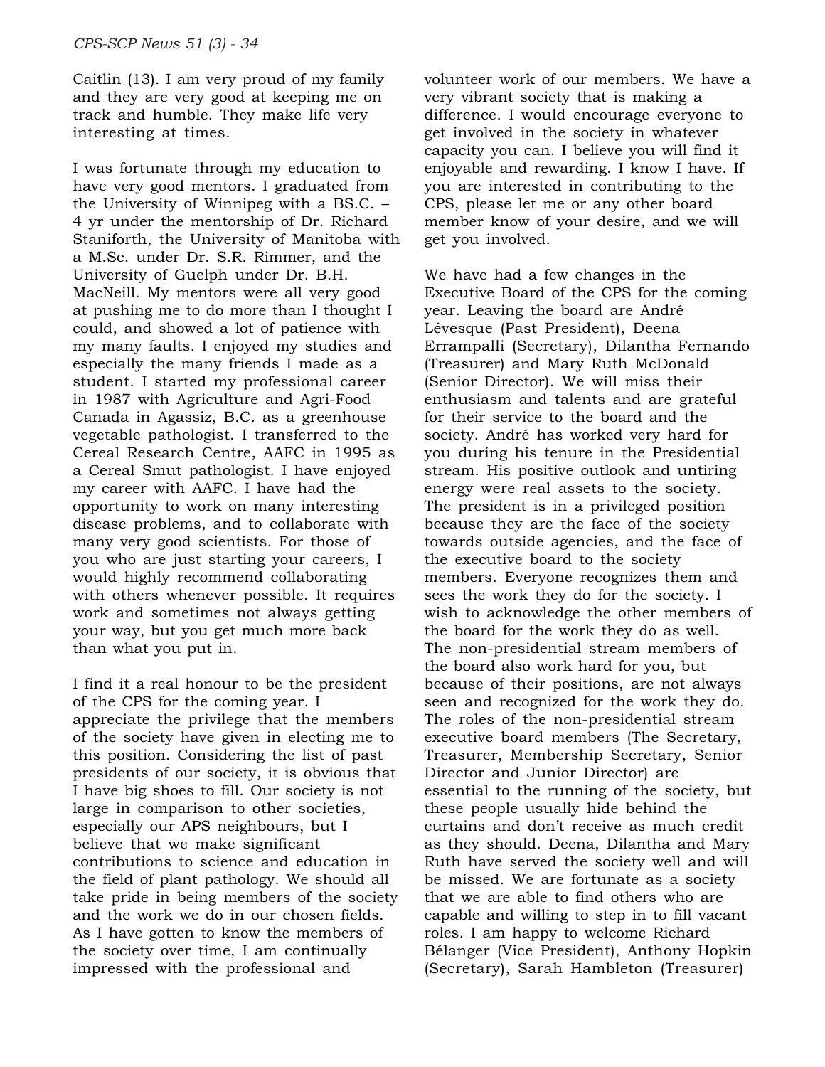Caitlin (13). I am very proud of my family and they are very good at keeping me on track and humble. They make life very interesting at times.

I was fortunate through my education to have very good mentors. I graduated from the University of Winnipeg with a BS.C. – 4 yr under the mentorship of Dr. Richard Staniforth, the University of Manitoba with a M.Sc. under Dr. S.R. Rimmer, and the University of Guelph under Dr. B.H. MacNeill. My mentors were all very good at pushing me to do more than I thought I could, and showed a lot of patience with my many faults. I enjoyed my studies and especially the many friends I made as a student. I started my professional career in 1987 with Agriculture and Agri-Food Canada in Agassiz, B.C. as a greenhouse vegetable pathologist. I transferred to the Cereal Research Centre, AAFC in 1995 as a Cereal Smut pathologist. I have enjoyed my career with AAFC. I have had the opportunity to work on many interesting disease problems, and to collaborate with many very good scientists. For those of you who are just starting your careers, I would highly recommend collaborating with others whenever possible. It requires work and sometimes not always getting your way, but you get much more back than what you put in.

I find it a real honour to be the president of the CPS for the coming year. I appreciate the privilege that the members of the society have given in electing me to this position. Considering the list of past presidents of our society, it is obvious that I have big shoes to fill. Our society is not large in comparison to other societies, especially our APS neighbours, but I believe that we make significant contributions to science and education in the field of plant pathology. We should all take pride in being members of the society and the work we do in our chosen fields. As I have gotten to know the members of the society over time, I am continually impressed with the professional and volunteer work of our members. We have a very vibrant society that is making a difference. I would encourage everyone to get involved in the society in whatever capacity you can. I believe you will find it enjoyable and rewarding. I know I have. If you are interested in contributing to the CPS, please let me or any other board member know of your desire, and we will get you involved.

We have had a few changes in the Executive Board of the CPS for the coming year. Leaving the board are André Lévesque (Past President), Deena Errampalli (Secretary), Dilantha Fernando (Treasurer) and Mary Ruth McDonald (Senior Director). We will miss their enthusiasm and talents and are grateful for their service to the board and the society. André has worked very hard for you during his tenure in the Presidential stream. His positive outlook and untiring energy were real assets to the society. The president is in a privileged position because they are the face of the society towards outside agencies, and the face of the executive board to the society members. Everyone recognizes them and sees the work they do for the society. I wish to acknowledge the other members of the board for the work they do as well. The non-presidential stream members of the board also work hard for you, but because of their positions, are not always seen and recognized for the work they do. The roles of the non-presidential stream executive board members (The Secretary, Treasurer, Membership Secretary, Senior Director and Junior Director) are essential to the running of the society, but these people usually hide behind the curtains and don't receive as much credit as they should. Deena, Dilantha and Mary Ruth have served the society well and will be missed. We are fortunate as a society that we are able to find others who are capable and willing to step in to fill vacant roles. I am happy to welcome Richard Bélanger (Vice President), Anthony Hopkin (Secretary), Sarah Hambleton (Treasurer)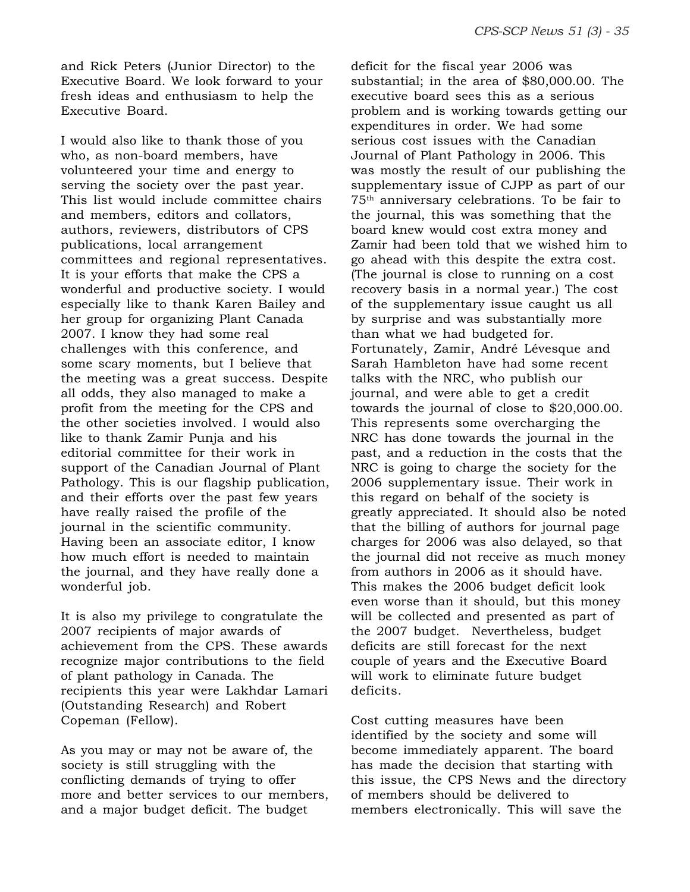and Rick Peters (Junior Director) to the Executive Board. We look forward to your fresh ideas and enthusiasm to help the Executive Board.

I would also like to thank those of you who, as non-board members, have volunteered your time and energy to serving the society over the past year. This list would include committee chairs and members, editors and collators, authors, reviewers, distributors of CPS publications, local arrangement committees and regional representatives. It is your efforts that make the CPS a wonderful and productive society. I would especially like to thank Karen Bailey and her group for organizing Plant Canada 2007. I know they had some real challenges with this conference, and some scary moments, but I believe that the meeting was a great success. Despite all odds, they also managed to make a profit from the meeting for the CPS and the other societies involved. I would also like to thank Zamir Punja and his editorial committee for their work in support of the Canadian Journal of Plant Pathology. This is our flagship publication, and their efforts over the past few years have really raised the profile of the journal in the scientific community. Having been an associate editor, I know how much effort is needed to maintain the journal, and they have really done a wonderful job.

It is also my privilege to congratulate the 2007 recipients of major awards of achievement from the CPS. These awards recognize major contributions to the field of plant pathology in Canada. The recipients this year were Lakhdar Lamari (Outstanding Research) and Robert Copeman (Fellow).

As you may or may not be aware of, the society is still struggling with the conflicting demands of trying to offer more and better services to our members, and a major budget deficit. The budget deficit for the fiscal year 2006 was substantial; in the area of $80,000.00. The executive board sees this as a serious problem and is working towards getting our expenditures in order. We had some serious cost issues with the Canadian Journal of Plant Pathology in 2006. This was mostly the result of our publishing the supplementary issue of CJPP as part of our 75th anniversary celebrations. To be fair to the journal, this was something that the board knew would cost extra money and Zamir had been told that we wished him to go ahead with this despite the extra cost. (The journal is close to running on a cost recovery basis in a normal year.) The cost of the supplementary issue caught us all by surprise and was substantially more than what we had budgeted for. Fortunately, Zamir, André Lévesque and Sarah Hambleton have had some recent talks with the NRC, who publish our journal, and were able to get a credit towards the journal of close to $20,000.00. This represents some overcharging the NRC has done towards the journal in the past, and a reduction in the costs that the NRC is going to charge the society for the 2006 supplementary issue. Their work in this regard on behalf of the society is greatly appreciated. It should also be noted that the billing of authors for journal page charges for 2006 was also delayed, so that the journal did not receive as much money from authors in 2006 as it should have. This makes the 2006 budget deficit look even worse than it should, but this money will be collected and presented as part of the 2007 budget. Nevertheless, budget deficits are still forecast for the next couple of years and the Executive Board will work to eliminate future budget deficits.

Cost cutting measures have been identified by the society and some will become immediately apparent. The board has made the decision that starting with this issue, the CPS News and the directory of members should be delivered to members electronically. This will save the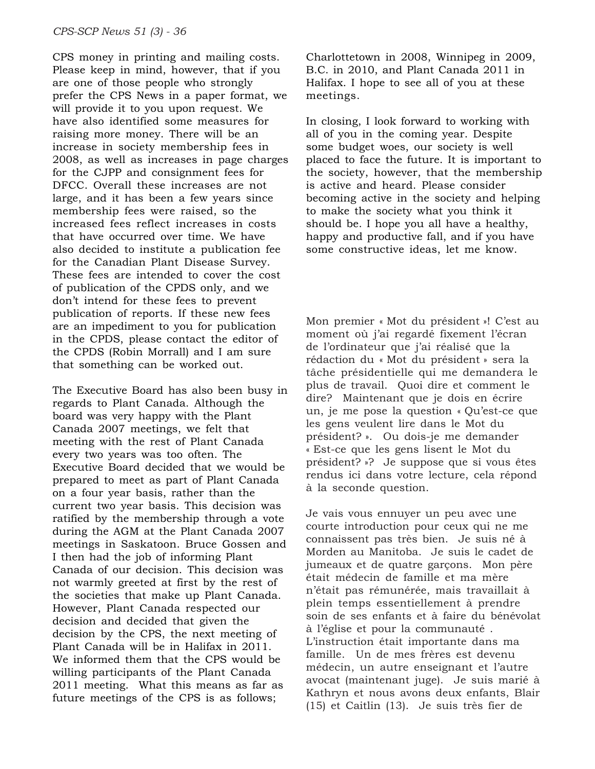CPS money in printing and mailing costs. Please keep in mind, however, that if you are one of those people who strongly prefer the CPS News in a paper format, we will provide it to you upon request. We have also identified some measures for raising more money. There will be an increase in society membership fees in 2008, as well as increases in page charges for the CJPP and consignment fees for DFCC. Overall these increases are not large, and it has been a few years since membership fees were raised, so the increased fees reflect increases in costs that have occurred over time. We have also decided to institute a publication fee for the Canadian Plant Disease Survey. These fees are intended to cover the cost of publication of the CPDS only, and we don't intend for these fees to prevent publication of reports. If these new fees are an impediment to you for publication in the CPDS, please contact the editor of the CPDS (Robin Morrall) and I am sure that something can be worked out.

The Executive Board has also been busy in regards to Plant Canada. Although the board was very happy with the Plant Canada 2007 meetings, we felt that meeting with the rest of Plant Canada every two years was too often. The Executive Board decided that we would be prepared to meet as part of Plant Canada on a four year basis, rather than the current two year basis. This decision was ratified by the membership through a vote during the AGM at the Plant Canada 2007 meetings in Saskatoon. Bruce Gossen and I then had the job of informing Plant Canada of our decision. This decision was not warmly greeted at first by the rest of the societies that make up Plant Canada. However, Plant Canada respected our decision and decided that given the decision by the CPS, the next meeting of Plant Canada will be in Halifax in 2011. We informed them that the CPS would be willing participants of the Plant Canada 2011 meeting. What this means as far as future meetings of the CPS is as follows; Charlottetown in 2008, Winnipeg in 2009, B.C. in 2010, and Plant Canada 2011 in Halifax. I hope to see all of you at these meetings.

In closing, I look forward to working with all of you in the coming year. Despite some budget woes, our society is well placed to face the future. It is important to the society, however, that the membership is active and heard. Please consider becoming active in the society and helping to make the society what you think it should be. I hope you all have a healthy, happy and productive fall, and if you have some constructive ideas, let me know.

Mon premier « Mot du président »! C'est au moment où j'ai regardé fixement l'écran de l'ordinateur que j'ai réalisé que la rédaction du « Mot du président » sera la tâche présidentielle qui me demandera le plus de travail. Quoi dire et comment le dire? Maintenant que je dois en écrire un, je me pose la question « Qu'est-ce que les gens veulent lire dans le Mot du président? ». Ou dois-je me demander « Est-ce que les gens lisent le Mot du président? »? Je suppose que si vous êtes rendus ici dans votre lecture, cela répond à la seconde question.

Je vais vous ennuyer un peu avec une courte introduction pour ceux qui ne me connaissent pas très bien. Je suis né à Morden au Manitoba. Je suis le cadet de jumeaux et de quatre garçons. Mon père était médecin de famille et ma mère n'était pas rémunérée, mais travaillait à plein temps essentiellement à prendre soin de ses enfants et à faire du bénévolat à l'église et pour la communauté . L'instruction était importante dans ma famille. Un de mes frères est devenu médecin, un autre enseignant et l'autre avocat (maintenant juge). Je suis marié à Kathryn et nous avons deux enfants, Blair (15) et Caitlin (13). Je suis très fier de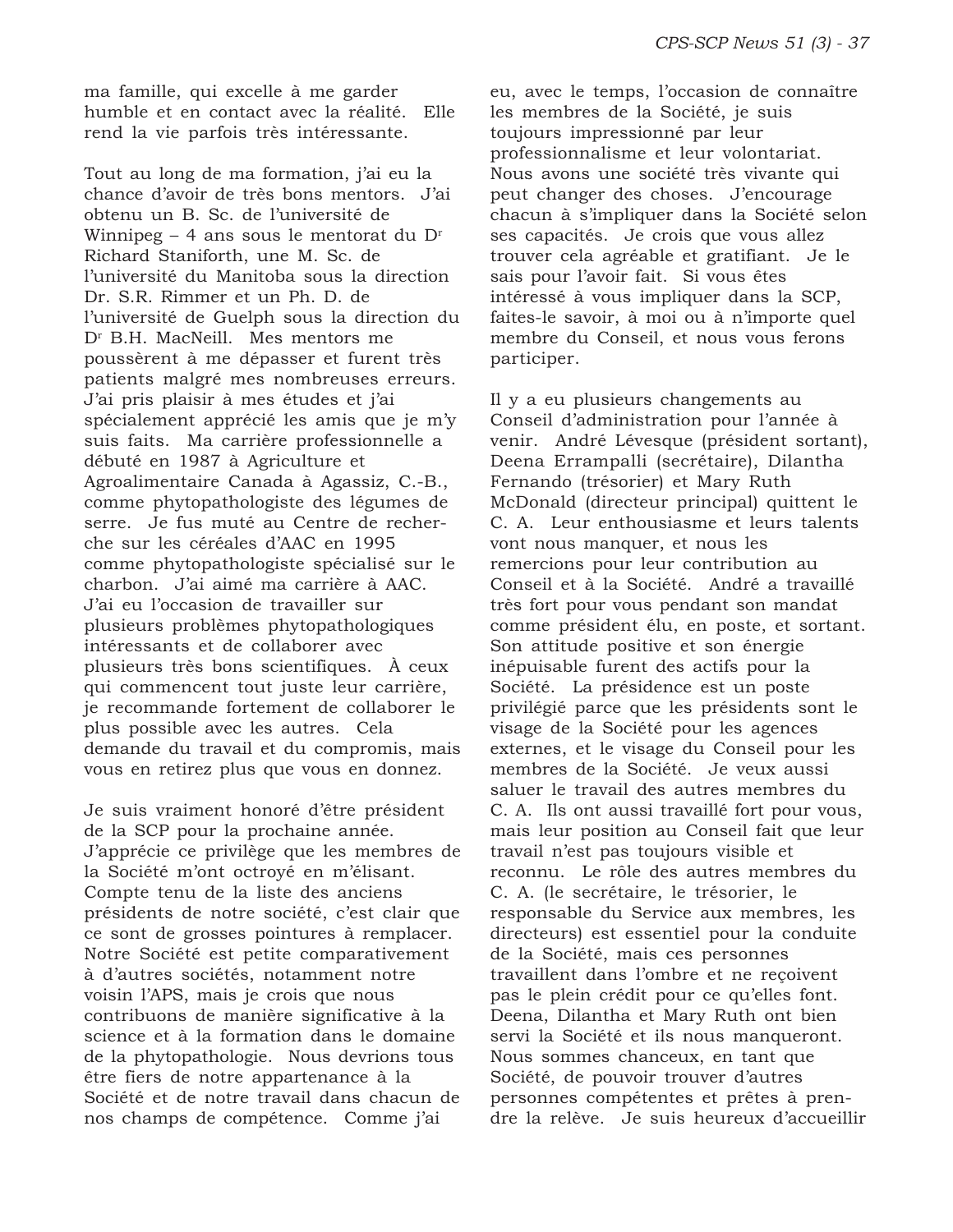ma famille, qui excelle à me garder humble et en contact avec la réalité. Elle rend la vie parfois très intéressante.

Tout au long de ma formation, j'ai eu la chance d'avoir de très bons mentors. J'ai obtenu un B. Sc. de l'université de Winnipeg – 4 ans sous le mentorat du D[r] Richard Staniforth, une M. Sc. de l'université du Manitoba sous la direction Dr. S.R. Rimmer et un Ph. D. de l'université de Guelph sous la direction du D[r] B.H. MacNeill. Mes mentors me poussèrent à me dépasser et furent très patients malgré mes nombreuses erreurs. J'ai pris plaisir à mes études et j'ai spécialement apprécié les amis que je m'y suis faits. Ma carrière professionnelle a débuté en 1987 à Agriculture et Agroalimentaire Canada à Agassiz, C.-B., comme phytopathologiste des légumes de serre. Je fus muté au Centre de recherche sur les céréales d'AAC en 1995 comme phytopathologiste spécialisé sur le charbon. J'ai aimé ma carrière à AAC. J'ai eu l'occasion de travailler sur plusieurs problèmes phytopathologiques intéressants et de collaborer avec plusieurs très bons scientifiques. À ceux qui commencent tout juste leur carrière, je recommande fortement de collaborer le plus possible avec les autres. Cela demande du travail et du compromis, mais vous en retirez plus que vous en donnez.

Je suis vraiment honoré d'être président de la SCP pour la prochaine année. J'apprécie ce privilège que les membres de la Société m'ont octroyé en m'élisant. Compte tenu de la liste des anciens présidents de notre société, c'est clair que ce sont de grosses pointures à remplacer. Notre Société est petite comparativement à d'autres sociétés, notamment notre voisin l'APS, mais je crois que nous contribuons de manière significative à la science et à la formation dans le domaine de la phytopathologie. Nous devrions tous être fiers de notre appartenance à la Société et de notre travail dans chacun de nos champs de compétence. Comme j'ai eu, avec le temps, l'occasion de connaître les membres de la Société, je suis toujours impressionné par leur professionnalisme et leur volontariat. Nous avons une société très vivante qui peut changer des choses. J'encourage chacun à s'impliquer dans la Société selon ses capacités. Je crois que vous allez trouver cela agréable et gratifiant. Je le sais pour l'avoir fait. Si vous êtes intéressé à vous impliquer dans la SCP, faites-le savoir, à moi ou à n'importe quel membre du Conseil, et nous vous ferons participer.

Il y a eu plusieurs changements au Conseil d'administration pour l'année à venir. André Lévesque (président sortant), Deena Errampalli (secrétaire), Dilantha Fernando (trésorier) et Mary Ruth McDonald (directeur principal) quittent le C. A. Leur enthousiasme et leurs talents vont nous manquer, et nous les remercions pour leur contribution au Conseil et à la Société. André a travaillé très fort pour vous pendant son mandat comme président élu, en poste, et sortant. Son attitude positive et son énergie inépuisable furent des actifs pour la Société. La présidence est un poste privilégié parce que les présidents sont le visage de la Société pour les agences externes, et le visage du Conseil pour les membres de la Société. Je veux aussi saluer le travail des autres membres du C. A. Ils ont aussi travaillé fort pour vous, mais leur position au Conseil fait que leur travail n'est pas toujours visible et reconnu. Le rôle des autres membres du C. A. (le secrétaire, le trésorier, le responsable du Service aux membres, les directeurs) est essentiel pour la conduite de la Société, mais ces personnes travaillent dans l'ombre et ne reçoivent pas le plein crédit pour ce qu'elles font. Deena, Dilantha et Mary Ruth ont bien servi la Société et ils nous manqueront. Nous sommes chanceux, en tant que Société, de pouvoir trouver d'autres personnes compétentes et prêtes à prendre la relève. Je suis heureux d'accueillir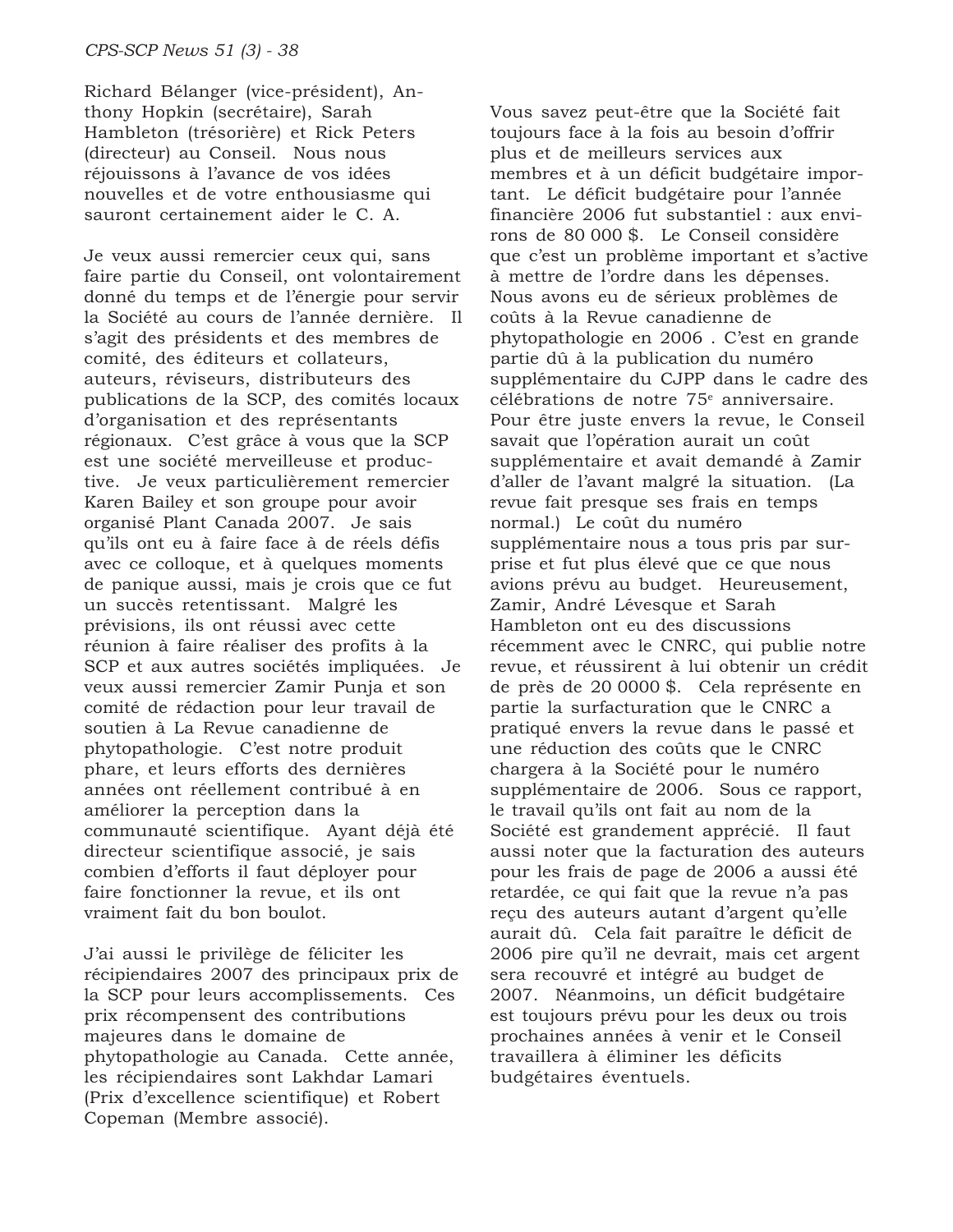Richard Bélanger (vice-président), Anthony Hopkin (secrétaire), Sarah Hambleton (trésorière) et Rick Peters (directeur) au Conseil. Nous nous réjouissons à l'avance de vos idées nouvelles et de votre enthousiasme qui sauront certainement aider le C. A.

Je veux aussi remercier ceux qui, sans faire partie du Conseil, ont volontairement donné du temps et de l'énergie pour servir la Société au cours de l'année dernière. Il s'agit des présidents et des membres de comité, des éditeurs et collateurs, auteurs, réviseurs, distributeurs des publications de la SCP, des comités locaux d'organisation et des représentants régionaux. C'est grâce à vous que la SCP est une société merveilleuse et productive. Je veux particulièrement remercier Karen Bailey et son groupe pour avoir organisé Plant Canada 2007. Je sais qu'ils ont eu à faire face à de réels défis avec ce colloque, et à quelques moments de panique aussi, mais je crois que ce fut un succès retentissant. Malgré les prévisions, ils ont réussi avec cette réunion à faire réaliser des profits à la SCP et aux autres sociétés impliquées. Je veux aussi remercier Zamir Punja et son comité de rédaction pour leur travail de soutien à La Revue canadienne de phytopathologie. C'est notre produit phare, et leurs efforts des dernières années ont réellement contribué à en améliorer la perception dans la communauté scientifique. Ayant déjà été directeur scientifique associé, je sais combien d'efforts il faut déployer pour faire fonctionner la revue, et ils ont vraiment fait du bon boulot.

J'ai aussi le privilège de féliciter les récipiendaires 2007 des principaux prix de la SCP pour leurs accomplissements. Ces prix récompensent des contributions majeures dans le domaine de phytopathologie au Canada. Cette année, les récipiendaires sont Lakhdar Lamari (Prix d'excellence scientifique) et Robert Copeman (Membre associé).

Vous savez peut-être que la Société fait toujours face à la fois au besoin d'offrir plus et de meilleurs services aux membres et à un déficit budgétaire important. Le déficit budgétaire pour l'année financière 2006 fut substantiel : aux environs de 80 000 $. Le Conseil considère que c'est un problème important et s'active à mettre de l'ordre dans les dépenses. Nous avons eu de sérieux problèmes de coûts à la Revue canadienne de phytopathologie en 2006 . C'est en grande partie dû à la publication du numéro supplémentaire du CJPP dans le cadre des célébrations de notre 75[e] anniversaire. Pour être juste envers la revue, le Conseil savait que l'opération aurait un coût supplémentaire et avait demandé à Zamir d'aller de l'avant malgré la situation. (La revue fait presque ses frais en temps normal.) Le coût du numéro supplémentaire nous a tous pris par surprise et fut plus élevé que ce que nous avions prévu au budget. Heureusement, Zamir, André Lévesque et Sarah Hambleton ont eu des discussions récemment avec le CNRC, qui publie notre revue, et réussirent à lui obtenir un crédit de près de 20 0000 $. Cela représente en partie la surfacturation que le CNRC a pratiqué envers la revue dans le passé et une réduction des coûts que le CNRC chargera à la Société pour le numéro supplémentaire de 2006. Sous ce rapport, le travail qu'ils ont fait au nom de la Société est grandement apprécié. Il faut aussi noter que la facturation des auteurs pour les frais de page de 2006 a aussi été retardée, ce qui fait que la revue n'a pas reçu des auteurs autant d'argent qu'elle aurait dû. Cela fait paraître le déficit de 2006 pire qu'il ne devrait, mais cet argent sera recouvré et intégré au budget de 2007. Néanmoins, un déficit budgétaire est toujours prévu pour les deux ou trois prochaines années à venir et le Conseil travaillera à éliminer les déficits budgétaires éventuels.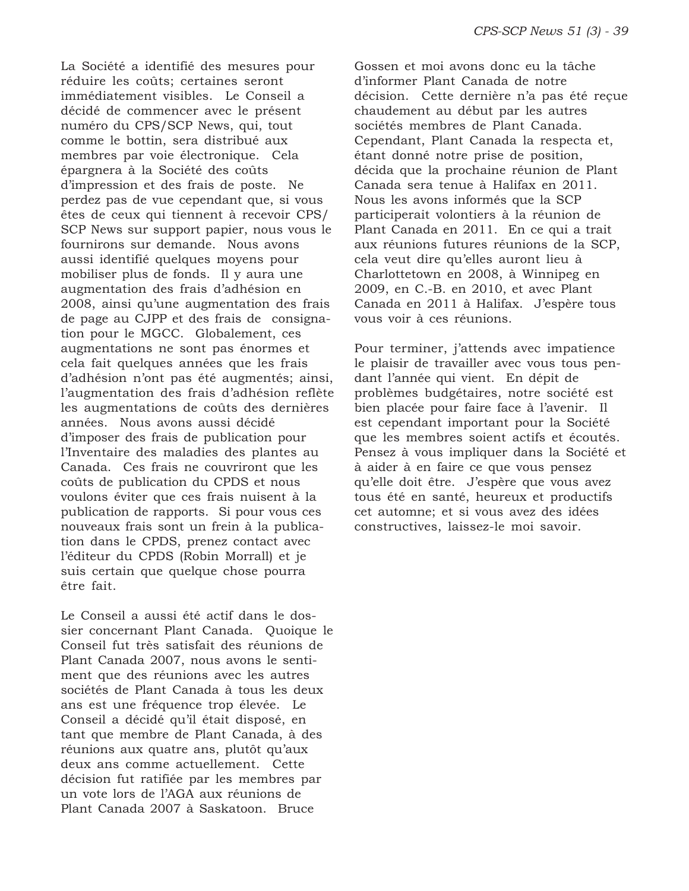La Société a identifié des mesures pour réduire les coûts; certaines seront immédiatement visibles. Le Conseil a décidé de commencer avec le présent numéro du CPS/SCP News, qui, tout comme le bottin, sera distribué aux membres par voie électronique. Cela épargnera à la Société des coûts d'impression et des frais de poste. Ne perdez pas de vue cependant que, si vous êtes de ceux qui tiennent à recevoir CPS/SCP News sur support papier, nous vous le fournirons sur demande. Nous avons aussi identifié quelques moyens pour mobiliser plus de fonds. Il y aura une augmentation des frais d'adhésion en 2008, ainsi qu'une augmentation des frais de page au CJPP et des frais de consignation pour le MGCC. Globalement, ces augmentations ne sont pas énormes et cela fait quelques années que les frais d'adhésion n'ont pas été augmentés; ainsi, l'augmentation des frais d'adhésion reflète les augmentations de coûts des dernières années. Nous avons aussi décidé d'imposer des frais de publication pour l'Inventaire des maladies des plantes au Canada. Ces frais ne couvriront que les coûts de publication du CPDS et nous voulons éviter que ces frais nuisent à la publication de rapports. Si pour vous ces nouveaux frais sont un frein à la publication dans le CPDS, prenez contact avec l'éditeur du CPDS (Robin Morrall) et je suis certain que quelque chose pourra être fait.

Le Conseil a aussi été actif dans le dossier concernant Plant Canada. Quoique le Conseil fut très satisfait des réunions de Plant Canada 2007, nous avons le sentiment que des réunions avec les autres sociétés de Plant Canada à tous les deux ans est une fréquence trop élevée. Le Conseil a décidé qu'il était disposé, en tant que membre de Plant Canada, à des réunions aux quatre ans, plutôt qu'aux deux ans comme actuellement. Cette décision fut ratifiée par les membres par un vote lors de l'AGA aux réunions de Plant Canada 2007 à Saskatoon. Bruce Gossen et moi avons donc eu la tâche d'informer Plant Canada de notre décision. Cette dernière n'a pas été reçue chaudement au début par les autres sociétés membres de Plant Canada. Cependant, Plant Canada la respecta et, étant donné notre prise de position, décida que la prochaine réunion de Plant Canada sera tenue à Halifax en 2011. Nous les avons informés que la SCP participerait volontiers à la réunion de Plant Canada en 2011. En ce qui a trait aux réunions futures réunions de la SCP, cela veut dire qu'elles auront lieu à Charlottetown en 2008, à Winnipeg en 2009, en C.-B. en 2010, et avec Plant Canada en 2011 à Halifax. J'espère tous vous voir à ces réunions.

Pour terminer, j'attends avec impatience le plaisir de travailler avec vous tous pendant l'année qui vient. En dépit de problèmes budgétaires, notre société est bien placée pour faire face à l'avenir. Il est cependant important pour la Société que les membres soient actifs et écoutés. Pensez à vous impliquer dans la Société et à aider à en faire ce que vous pensez qu'elle doit être. J'espère que vous avez tous été en santé, heureux et productifs cet automne; et si vous avez des idées constructives, laissez-le moi savoir.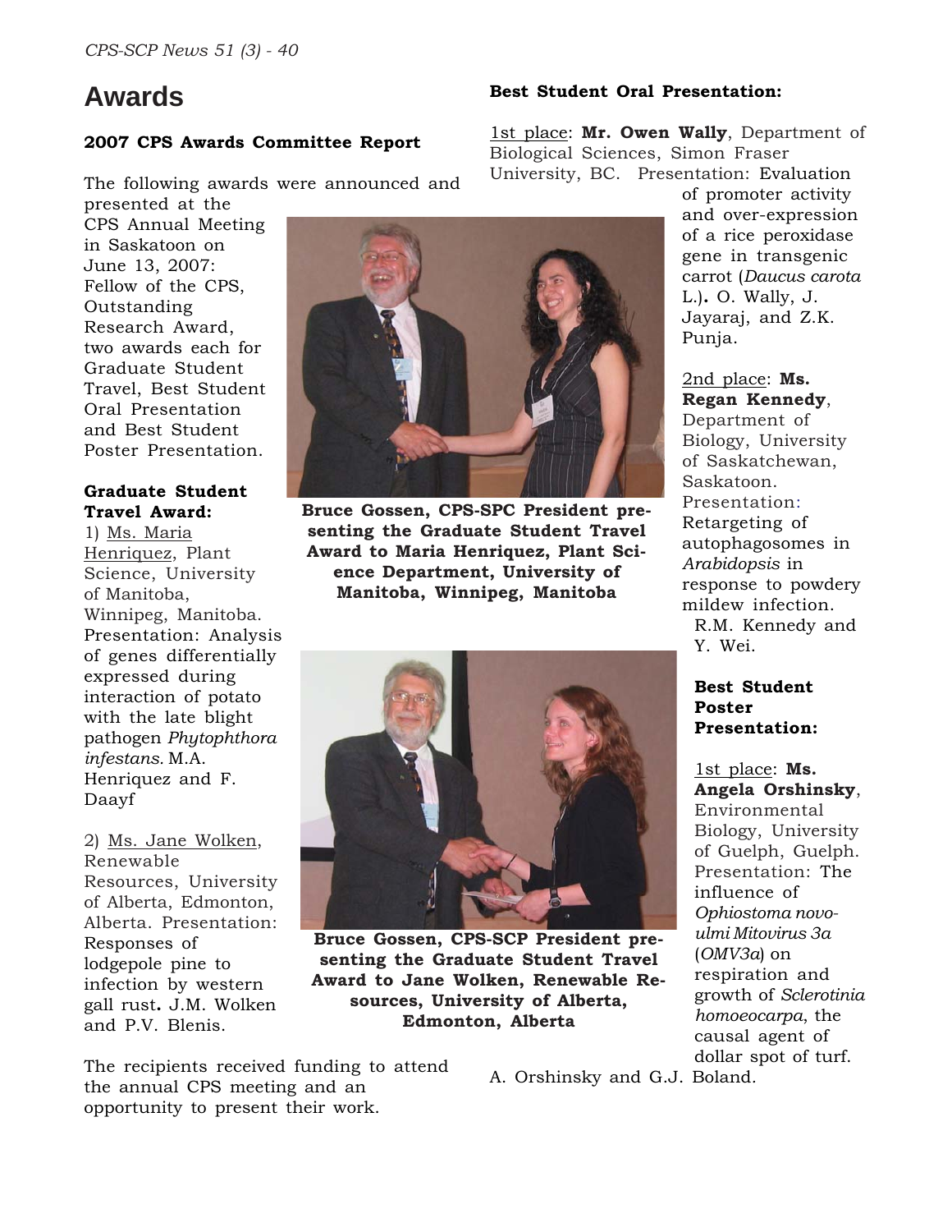# Awards

### 2007 CPS Awards Committee Report

The following awards were announced and presented at the CPS Annual Meeting in Saskatoon on June 13, 2007: Fellow of the CPS, Outstanding Research Award, two awards each for Graduate Student Travel, Best Student Oral Presentation and Best Student Poster Presentation.

**Graduate Student Travel Award:**

1) Ms. Maria Henriquez, Plant Science, University of Manitoba, Winnipeg, Manitoba. Presentation: Analysis of genes differentially expressed during interaction of potato with the late blight pathogen *Phytophthora infestans.* M.A. Henriquez and F. Daayf

2) Ms. Jane Wolken, Renewable Resources, University of Alberta, Edmonton, Alberta. Presentation: Responses of lodgepole pine to infection by western gall rust**.** J.M. Wolken and P.V. Blenis.

The recipients received funding to attend the annual CPS meeting and an opportunity to present their work.

**Bruce Gossen, CPS-SPC President presenting the Graduate Student Travel Award to Maria Henriquez, Plant Science Department, University of Manitoba, Winnipeg, Manitoba**

**Bruce Gossen, CPS-SCP President presenting the Graduate Student Travel Award to Jane Wolken, Renewable Resources, University of Alberta, Edmonton, Alberta**

**Best Student Oral Presentation:**

1st place: **Mr. Owen Wally**, Department of Biological Sciences, Simon Fraser University, BC. Presentation: Evaluation of promoter activity and over-expression of a rice peroxidase gene in transgenic carrot (*Daucus carota* L.)**.** O. Wally, J. Jayaraj, and Z.K. Punja.

2nd place: **Ms. Regan Kennedy**, Department of Biology, University of Saskatchewan, Saskatoon. Presentation: Retargeting of autophagosomes in *Arabidopsis* in response to powdery mildew infection. R.M. Kennedy and Y. Wei.

**Best Student Poster Presentation:**

1st place: **Ms. Angela Orshinsky**, Environmental Biology, University of Guelph, Guelph. Presentation: The influence of *Ophiostoma novo-ulmi Mitovirus 3a* (*OMV3a*) on respiration and growth of *Sclerotinia homoeocarpa*, the causal agent of dollar spot of turf. A. Orshinsky and G.J. Boland.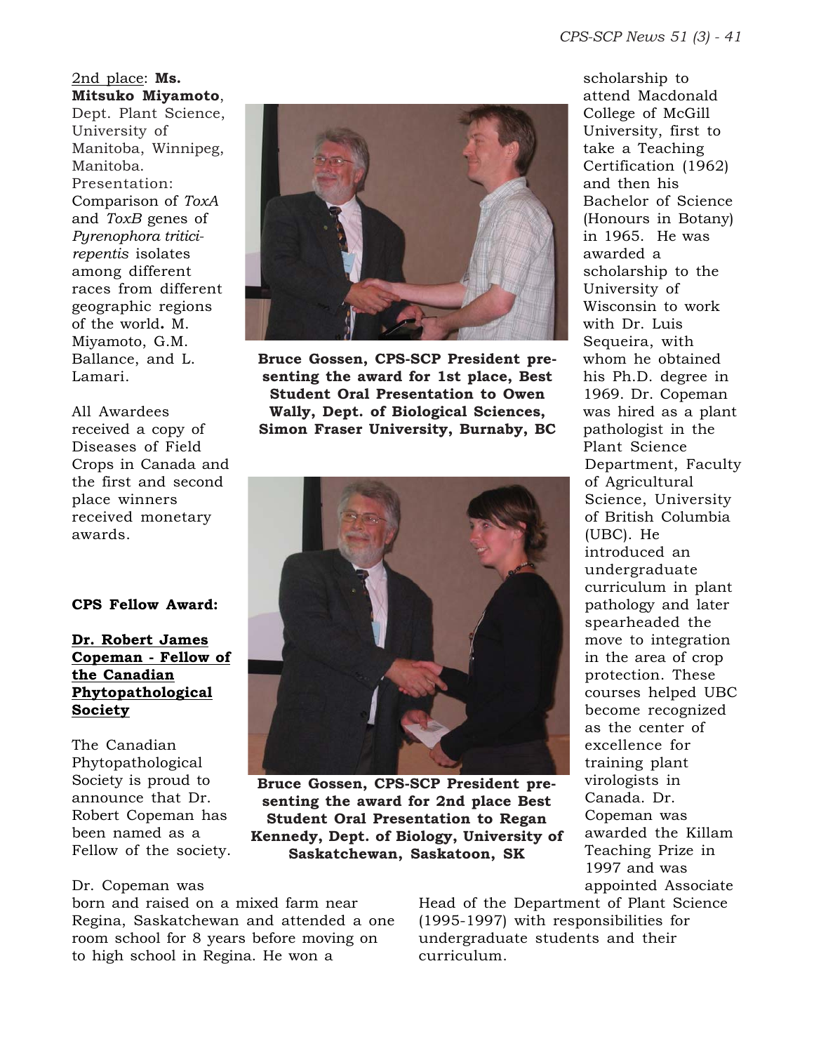2nd place: **Ms. Mitsuko Miyamoto**, Dept. Plant Science, University of Manitoba, Winnipeg, Manitoba. Presentation: Comparison of *ToxA* and *ToxB* genes of *Pyrenophora tritici-repentis* isolates among different races from different geographic regions of the world**.** M. Miyamoto, G.M. Ballance, and L. Lamari.

All Awardees received a copy of Diseases of Field Crops in Canada and the first and second place winners received monetary awards.

**Bruce Gossen, CPS-SCP President presenting the award for 1st place, Best Student Oral Presentation to Owen Wally, Dept. of Biological Sciences, Simon Fraser University, Burnaby, BC**

**Bruce Gossen, CPS-SCP President presenting the award for 2nd place Best Student Oral Presentation to Regan Kennedy, Dept. of Biology, University of Saskatchewan, Saskatoon, SK**

**CPS Fellow Award:**

**Dr. Robert James Copeman - Fellow of the Canadian Phytopathological Society**

The Canadian Phytopathological Society is proud to announce that Dr. Robert Copeman has been named as a Fellow of the society.

Dr. Copeman was born and raised on a mixed farm near Regina, Saskatchewan and attended a one room school for 8 years before moving on to high school in Regina. He won a scholarship to attend Macdonald College of McGill University, first to take a Teaching Certification (1962) and then his Bachelor of Science (Honours in Botany) in 1965. He was awarded a scholarship to the University of Wisconsin to work with Dr. Luis Sequeira, with whom he obtained his Ph.D. degree in 1969. Dr. Copeman was hired as a plant pathologist in the Plant Science Department, Faculty of Agricultural Science, University of British Columbia (UBC). He introduced an undergraduate curriculum in plant pathology and later spearheaded the move to integration in the area of crop protection. These courses helped UBC become recognized as the center of excellence for training plant virologists in Canada. Dr. Copeman was awarded the Killam Teaching Prize in 1997 and was appointed Associate Head of the Department of Plant Science (1995-1997) with responsibilities for undergraduate students and their curriculum.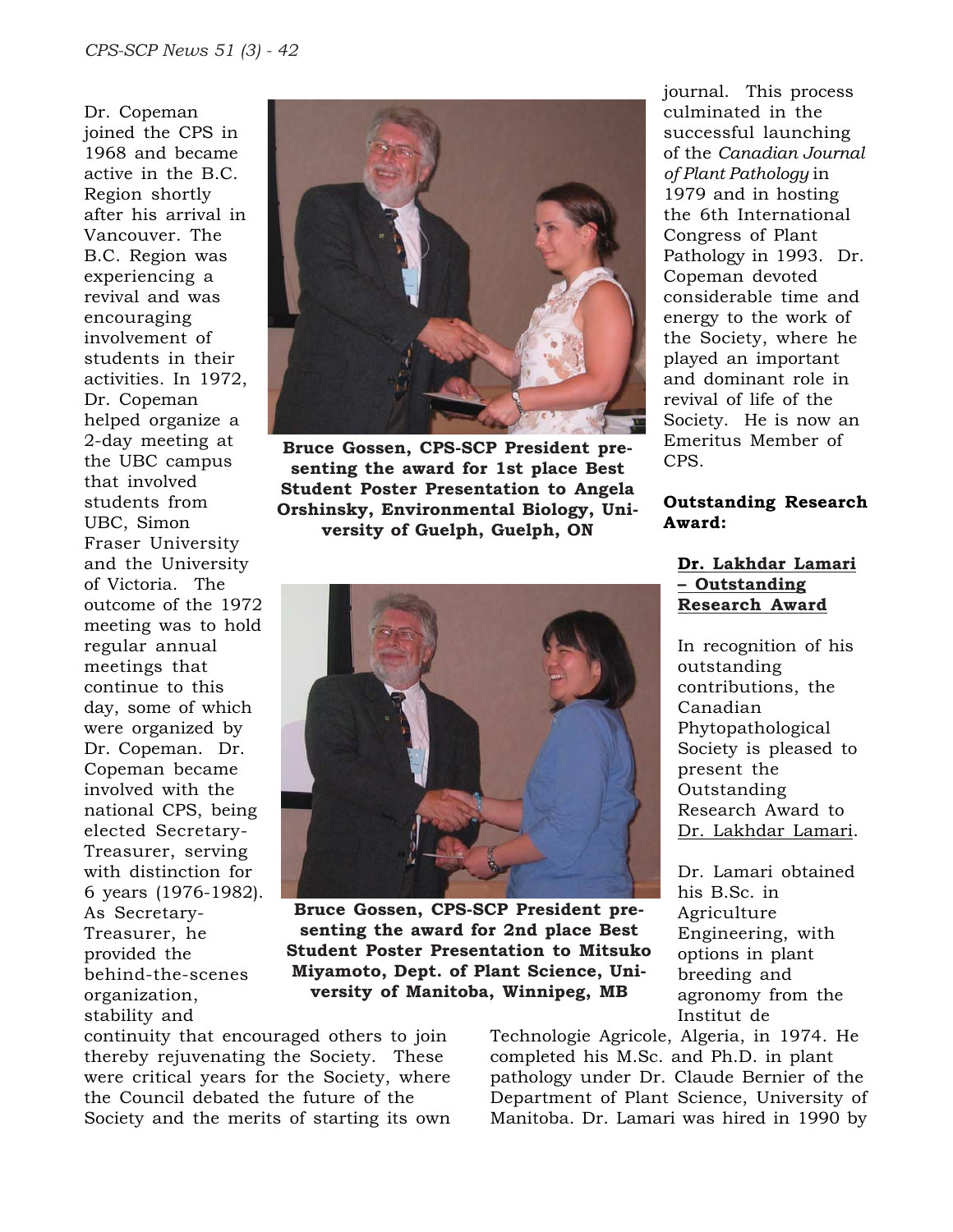Dr. Copeman joined the CPS in 1968 and became active in the B.C. Region shortly after his arrival in Vancouver. The B.C. Region was experiencing a revival and was encouraging involvement of students in their activities. In 1972, Dr. Copeman helped organize a 2-day meeting at the UBC campus that involved students from UBC, Simon Fraser University and the University of Victoria. The outcome of the 1972 meeting was to hold regular annual meetings that continue to this day, some of which were organized by Dr. Copeman. Dr. Copeman became involved with the national CPS, being elected Secretary-Treasurer, serving with distinction for 6 years (1976-1982). As Secretary-Treasurer, he provided the behind-the-scenes organization, stability and continuity that encouraged others to join thereby rejuvenating the Society. These were critical years for the Society, where the Council debated the future of the Society and the merits of starting its own journal. This process culminated in the successful launching of the *Canadian Journal of Plant Pathology* in 1979 and in hosting the 6th International Congress of Plant Pathology in 1993. Dr. Copeman devoted considerable time and energy to the work of the Society, where he played an important and dominant role in revival of life of the Society. He is now an Emeritus Member of CPS.

**Bruce Gossen, CPS-SCP President presenting the award for 1st place Best Student Poster Presentation to Angela Orshinsky, Environmental Biology, University of Guelph, Guelph, ON**

**Bruce Gossen, CPS-SCP President presenting the award for 2nd place Best Student Poster Presentation to Mitsuko Miyamoto, Dept. of Plant Science, University of Manitoba, Winnipeg, MB**

**Outstanding Research Award:**

**<u>Dr. Lakhdar Lamari – Outstanding Research Award</u>**

In recognition of his outstanding contributions, the Canadian Phytopathological Society is pleased to present the Outstanding Research Award to <u>Dr. Lakhdar Lamari</u>.

Dr. Lamari obtained his B.Sc. in Agriculture Engineering, with options in plant breeding and agronomy from the Institut de Technologie Agricole, Algeria, in 1974. He completed his M.Sc. and Ph.D. in plant pathology under Dr. Claude Bernier of the Department of Plant Science, University of Manitoba. Dr. Lamari was hired in 1990 by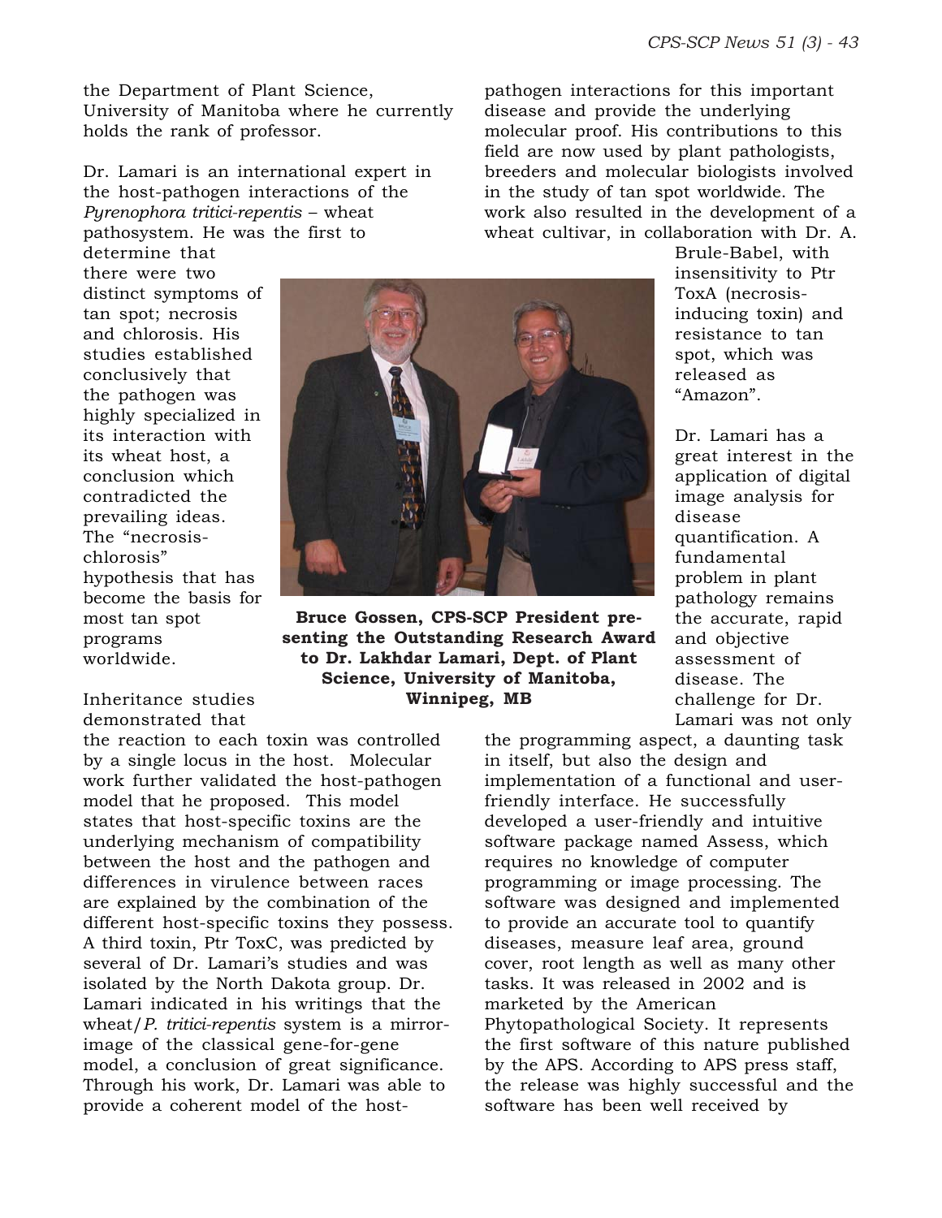the Department of Plant Science, University of Manitoba where he currently holds the rank of professor.

Dr. Lamari is an international expert in the host-pathogen interactions of the *Pyrenophora tritici-repentis* – wheat pathosystem. He was the first to determine that there were two distinct symptoms of tan spot; necrosis and chlorosis. His studies established conclusively that the pathogen was highly specialized in its interaction with its wheat host, a conclusion which contradicted the prevailing ideas. The "necrosis-chlorosis" hypothesis that has become the basis for most tan spot programs worldwide.

**Bruce Gossen, CPS-SCP President presenting the Outstanding Research Award to Dr. Lakhdar Lamari, Dept. of Plant Science, University of Manitoba, Winnipeg, MB**

Inheritance studies demonstrated that the reaction to each toxin was controlled by a single locus in the host. Molecular work further validated the host-pathogen model that he proposed. This model states that host-specific toxins are the underlying mechanism of compatibility between the host and the pathogen and differences in virulence between races are explained by the combination of the different host-specific toxins they possess. A third toxin, Ptr ToxC, was predicted by several of Dr. Lamari's studies and was isolated by the North Dakota group. Dr. Lamari indicated in his writings that the wheat/*P. tritici-repentis* system is a mirror-image of the classical gene-for-gene model, a conclusion of great significance. Through his work, Dr. Lamari was able to provide a coherent model of the host-pathogen interactions for this important disease and provide the underlying molecular proof. His contributions to this field are now used by plant pathologists, breeders and molecular biologists involved in the study of tan spot worldwide. The work also resulted in the development of a wheat cultivar, in collaboration with Dr. A. Brule-Babel, with insensitivity to Ptr ToxA (necrosis-inducing toxin) and resistance to tan spot, which was released as "Amazon".

Dr. Lamari has a great interest in the application of digital image analysis for disease quantification. A fundamental problem in plant pathology remains the accurate, rapid and objective assessment of disease. The challenge for Dr. Lamari was not only the programming aspect, a daunting task in itself, but also the design and implementation of a functional and user-friendly interface. He successfully developed a user-friendly and intuitive software package named Assess, which requires no knowledge of computer programming or image processing. The software was designed and implemented to provide an accurate tool to quantify diseases, measure leaf area, ground cover, root length as well as many other tasks. It was released in 2002 and is marketed by the American Phytopathological Society. It represents the first software of this nature published by the APS. According to APS press staff, the release was highly successful and the software has been well received by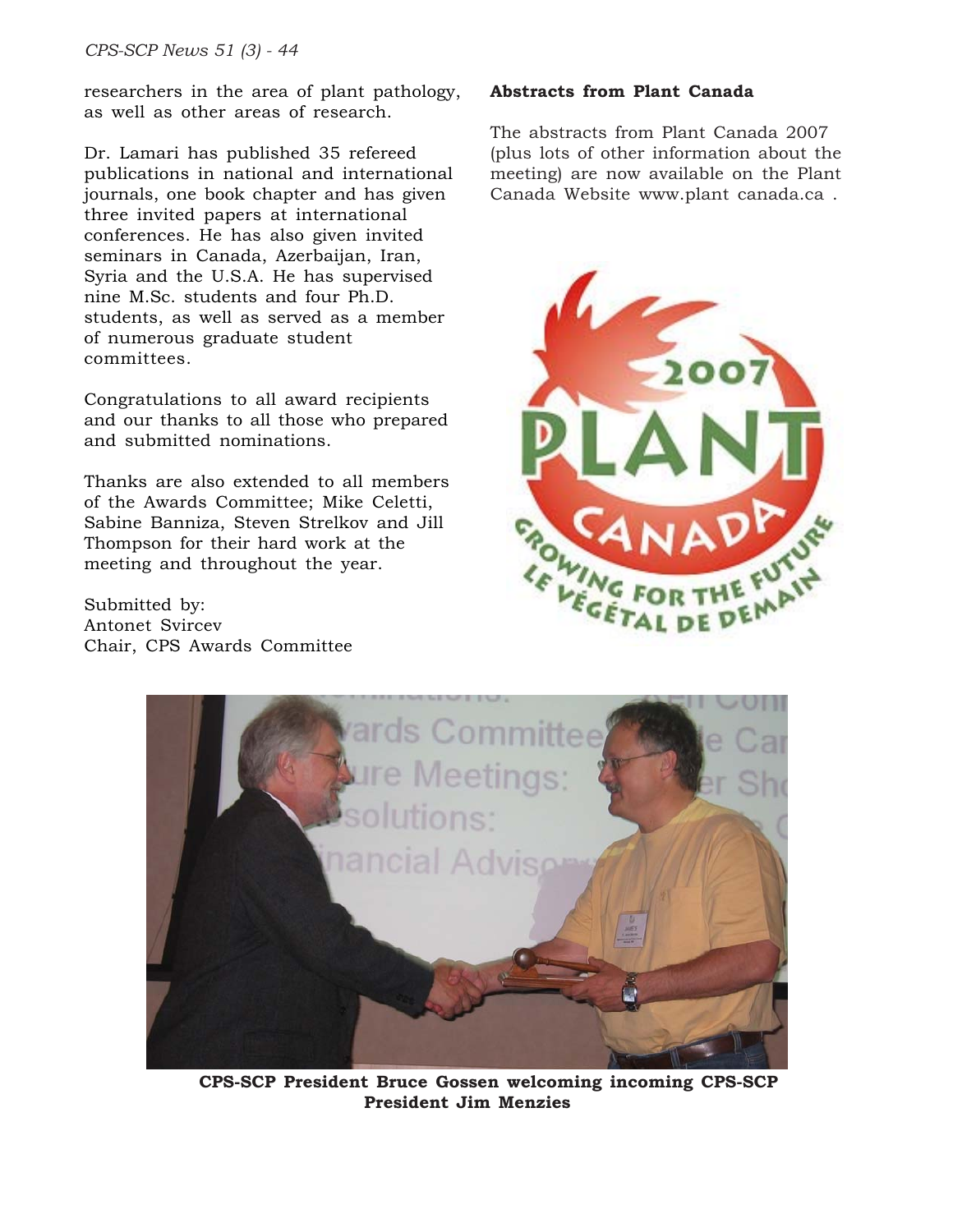researchers in the area of plant pathology, as well as other areas of research.

Dr. Lamari has published 35 refereed publications in national and international journals, one book chapter and has given three invited papers at international conferences. He has also given invited seminars in Canada, Azerbaijan, Iran, Syria and the U.S.A. He has supervised nine M.Sc. students and four Ph.D. students, as well as served as a member of numerous graduate student committees.

Congratulations to all award recipients and our thanks to all those who prepared and submitted nominations.

Thanks are also extended to all members of the Awards Committee; Mike Celetti, Sabine Banniza, Steven Strelkov and Jill Thompson for their hard work at the meeting and throughout the year.

Submitted by:
Antonet Svircev
Chair, CPS Awards Committee

**Abstracts from Plant Canada**

The abstracts from Plant Canada 2007 (plus lots of other information about the meeting) are now available on the Plant Canada Website www.plant canada.ca .

**CPS-SCP President Bruce Gossen welcoming incoming CPS-SCP President Jim Menzies**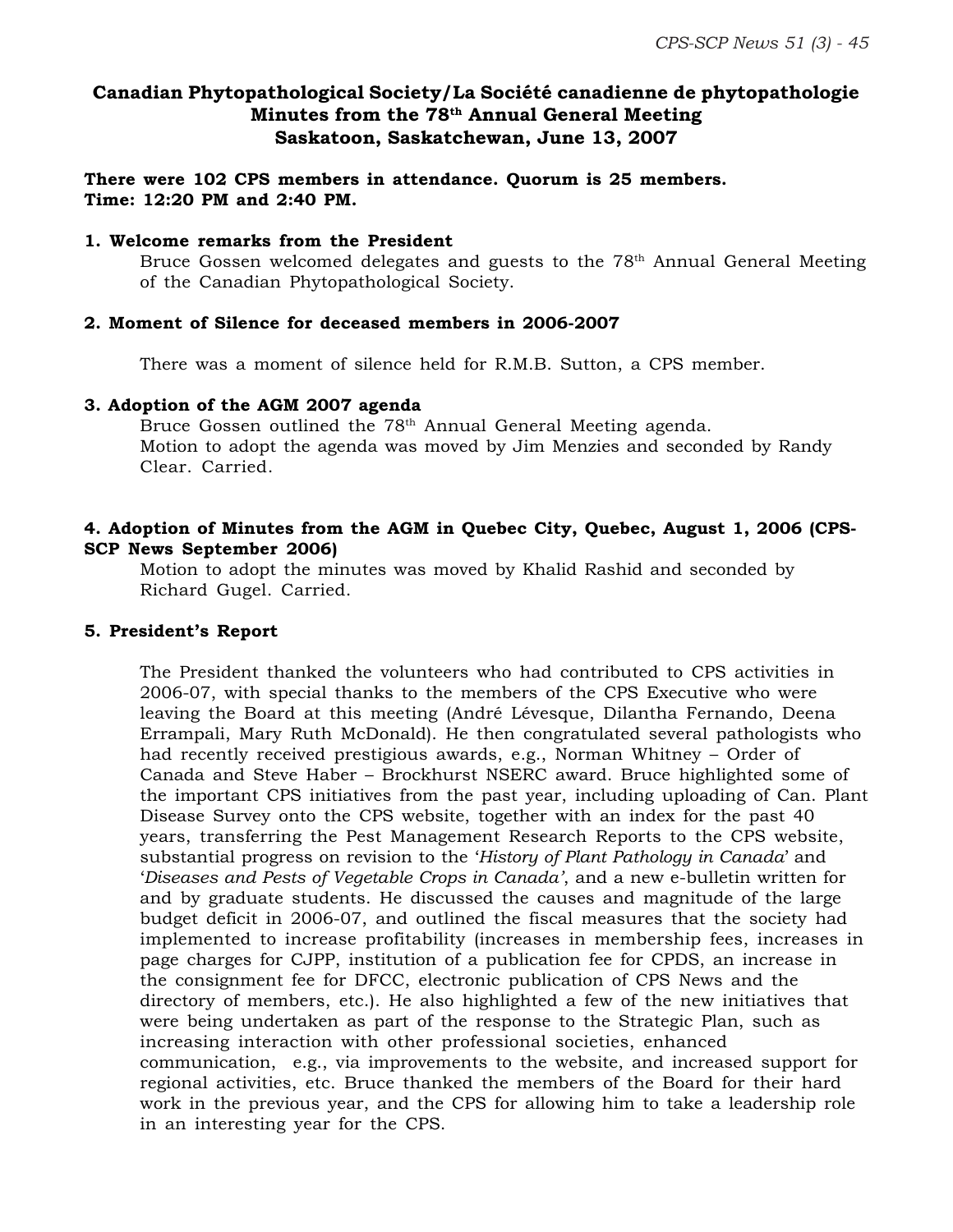# Canadian Phytopathological Society/La Société canadienne de phytopathologie Minutes from the 78th Annual General Meeting Saskatoon, Saskatchewan, June 13, 2007

**There were 102 CPS members in attendance. Quorum is 25 members.**
**Time: 12:20 PM and 2:40 PM.**

## 1. Welcome remarks from the President

Bruce Gossen welcomed delegates and guests to the 78th Annual General Meeting of the Canadian Phytopathological Society.

## 2. Moment of Silence for deceased members in 2006-2007

There was a moment of silence held for R.M.B. Sutton, a CPS member.

## 3. Adoption of the AGM 2007 agenda

Bruce Gossen outlined the 78th Annual General Meeting agenda.
Motion to adopt the agenda was moved by Jim Menzies and seconded by Randy Clear. Carried.

## 4. Adoption of Minutes from the AGM in Quebec City, Quebec, August 1, 2006 (CPS-SCP News September 2006)

Motion to adopt the minutes was moved by Khalid Rashid and seconded by Richard Gugel. Carried.

## 5. President's Report

The President thanked the volunteers who had contributed to CPS activities in 2006-07, with special thanks to the members of the CPS Executive who were leaving the Board at this meeting (André Lévesque, Dilantha Fernando, Deena Errampali, Mary Ruth McDonald). He then congratulated several pathologists who had recently received prestigious awards, e.g., Norman Whitney – Order of Canada and Steve Haber – Brockhurst NSERC award. Bruce highlighted some of the important CPS initiatives from the past year, including uploading of Can. Plant Disease Survey onto the CPS website, together with an index for the past 40 years, transferring the Pest Management Research Reports to the CPS website, substantial progress on revision to the '*History of Plant Pathology in Canada*' and '*Diseases and Pests of Vegetable Crops in Canada'*, and a new e-bulletin written for and by graduate students. He discussed the causes and magnitude of the large budget deficit in 2006-07, and outlined the fiscal measures that the society had implemented to increase profitability (increases in membership fees, increases in page charges for CJPP, institution of a publication fee for CPDS, an increase in the consignment fee for DFCC, electronic publication of CPS News and the directory of members, etc.). He also highlighted a few of the new initiatives that were being undertaken as part of the response to the Strategic Plan, such as increasing interaction with other professional societies, enhanced communication, e.g., via improvements to the website, and increased support for regional activities, etc. Bruce thanked the members of the Board for their hard work in the previous year, and the CPS for allowing him to take a leadership role in an interesting year for the CPS.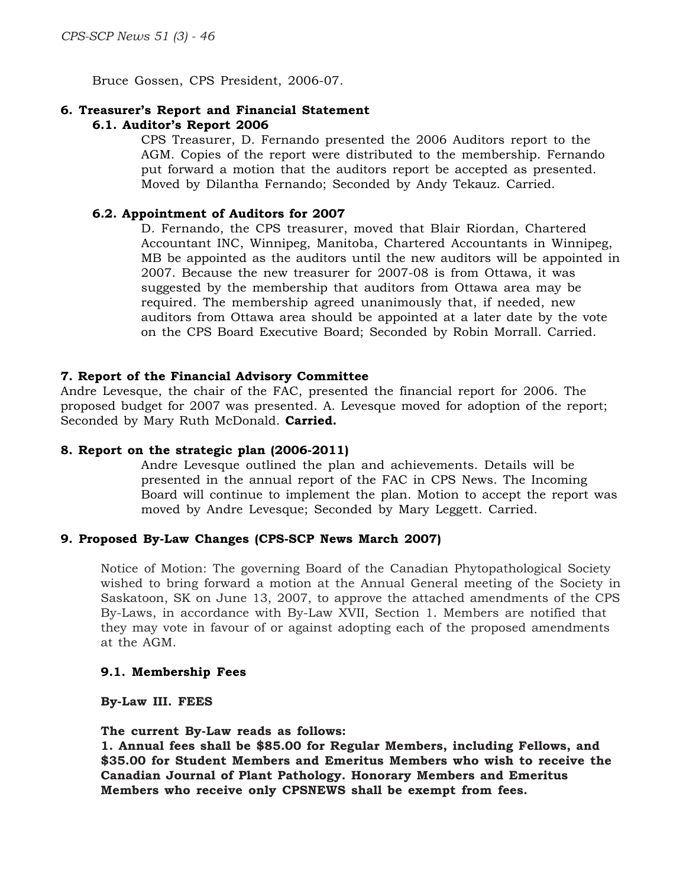Bruce Gossen, CPS President, 2006-07.

## 6. Treasurer's Report and Financial Statement

### 6.1. Auditor's Report 2006

CPS Treasurer, D. Fernando presented the 2006 Auditors report to the AGM. Copies of the report were distributed to the membership. Fernando put forward a motion that the auditors report be accepted as presented. Moved by Dilantha Fernando; Seconded by Andy Tekauz. Carried.

### 6.2. Appointment of Auditors for 2007

D. Fernando, the CPS treasurer, moved that Blair Riordan, Chartered Accountant INC, Winnipeg, Manitoba, Chartered Accountants in Winnipeg, MB be appointed as the auditors until the new auditors will be appointed in 2007. Because the new treasurer for 2007-08 is from Ottawa, it was suggested by the membership that auditors from Ottawa area may be required. The membership agreed unanimously that, if needed, new auditors from Ottawa area should be appointed at a later date by the vote on the CPS Board Executive Board; Seconded by Robin Morrall. Carried.

## 7. Report of the Financial Advisory Committee

Andre Levesque, the chair of the FAC, presented the financial report for 2006. The proposed budget for 2007 was presented. A. Levesque moved for adoption of the report; Seconded by Mary Ruth McDonald. **Carried.**

## 8. Report on the strategic plan (2006-2011)

Andre Levesque outlined the plan and achievements. Details will be presented in the annual report of the FAC in CPS News. The Incoming Board will continue to implement the plan. Motion to accept the report was moved by Andre Levesque; Seconded by Mary Leggett. Carried.

## 9. Proposed By-Law Changes (CPS-SCP News March 2007)

Notice of Motion: The governing Board of the Canadian Phytopathological Society wished to bring forward a motion at the Annual General meeting of the Society in Saskatoon, SK on June 13, 2007, to approve the attached amendments of the CPS By-Laws, in accordance with By-Law XVII, Section 1. Members are notified that they may vote in favour of or against adopting each of the proposed amendments at the AGM.

### 9.1. Membership Fees

**By-Law III. FEES**

**The current By-Law reads as follows:**
**1. Annual fees shall be $85.00 for Regular Members, including Fellows, and $35.00 for Student Members and Emeritus Members who wish to receive the Canadian Journal of Plant Pathology. Honorary Members and Emeritus Members who receive only CPSNEWS shall be exempt from fees.**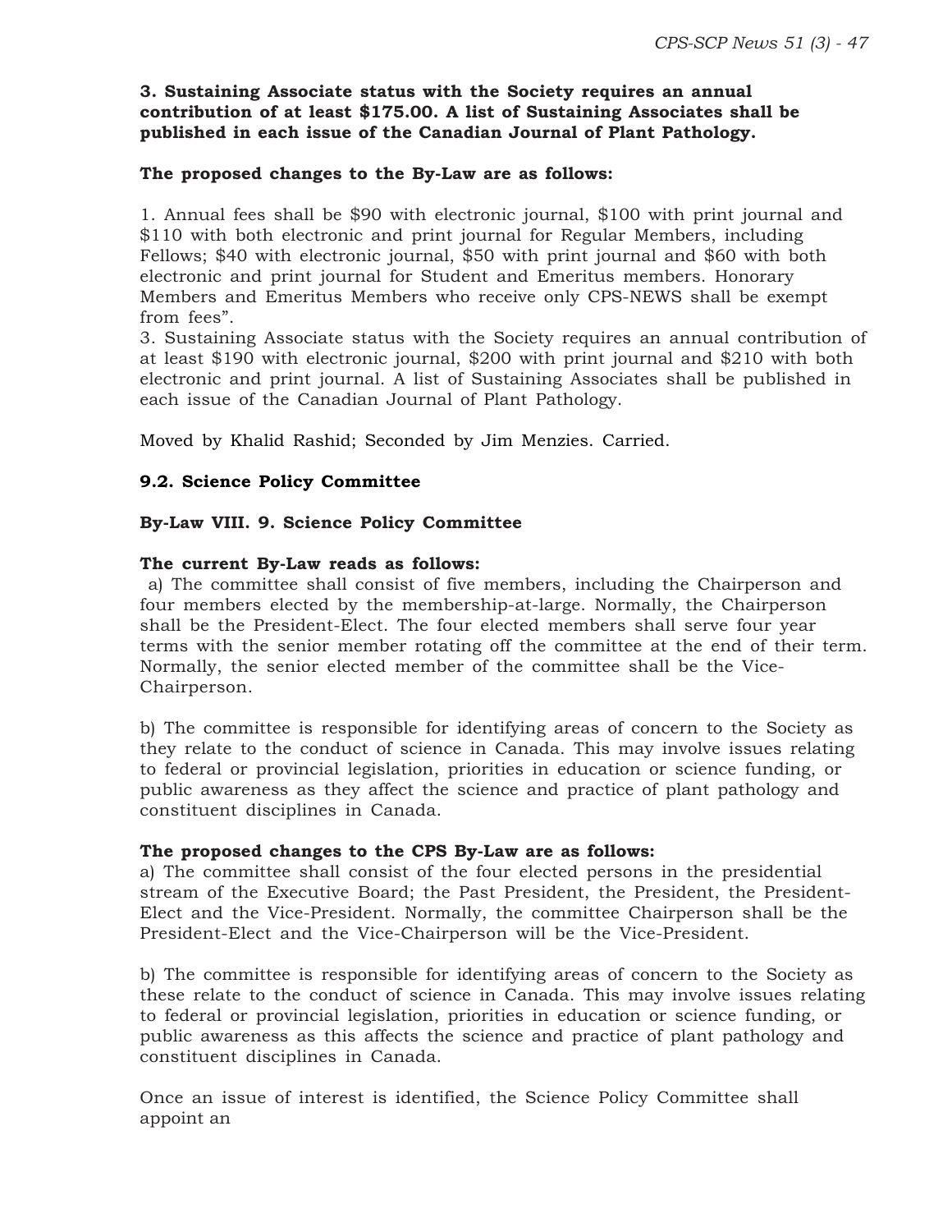**3. Sustaining Associate status with the Society requires an annual contribution of at least $175.00. A list of Sustaining Associates shall be published in each issue of the Canadian Journal of Plant Pathology.**

**The proposed changes to the By-Law are as follows:**

1. Annual fees shall be $90 with electronic journal, $100 with print journal and $110 with both electronic and print journal for Regular Members, including Fellows; $40 with electronic journal, $50 with print journal and $60 with both electronic and print journal for Student and Emeritus members. Honorary Members and Emeritus Members who receive only CPS-NEWS shall be exempt from fees".

3. Sustaining Associate status with the Society requires an annual contribution of at least $190 with electronic journal, $200 with print journal and $210 with both electronic and print journal. A list of Sustaining Associates shall be published in each issue of the Canadian Journal of Plant Pathology.

Moved by Khalid Rashid; Seconded by Jim Menzies. Carried.

**9.2. Science Policy Committee**

**By-Law VIII. 9. Science Policy Committee**

**The current By-Law reads as follows:**

a) The committee shall consist of five members, including the Chairperson and four members elected by the membership-at-large. Normally, the Chairperson shall be the President-Elect. The four elected members shall serve four year terms with the senior member rotating off the committee at the end of their term. Normally, the senior elected member of the committee shall be the Vice-Chairperson.

b) The committee is responsible for identifying areas of concern to the Society as they relate to the conduct of science in Canada. This may involve issues relating to federal or provincial legislation, priorities in education or science funding, or public awareness as they affect the science and practice of plant pathology and constituent disciplines in Canada.

**The proposed changes to the CPS By-Law are as follows:**

a) The committee shall consist of the four elected persons in the presidential stream of the Executive Board; the Past President, the President, the President-Elect and the Vice-President. Normally, the committee Chairperson shall be the President-Elect and the Vice-Chairperson will be the Vice-President.

b) The committee is responsible for identifying areas of concern to the Society as these relate to the conduct of science in Canada. This may involve issues relating to federal or provincial legislation, priorities in education or science funding, or public awareness as this affects the science and practice of plant pathology and constituent disciplines in Canada.

Once an issue of interest is identified, the Science Policy Committee shall appoint an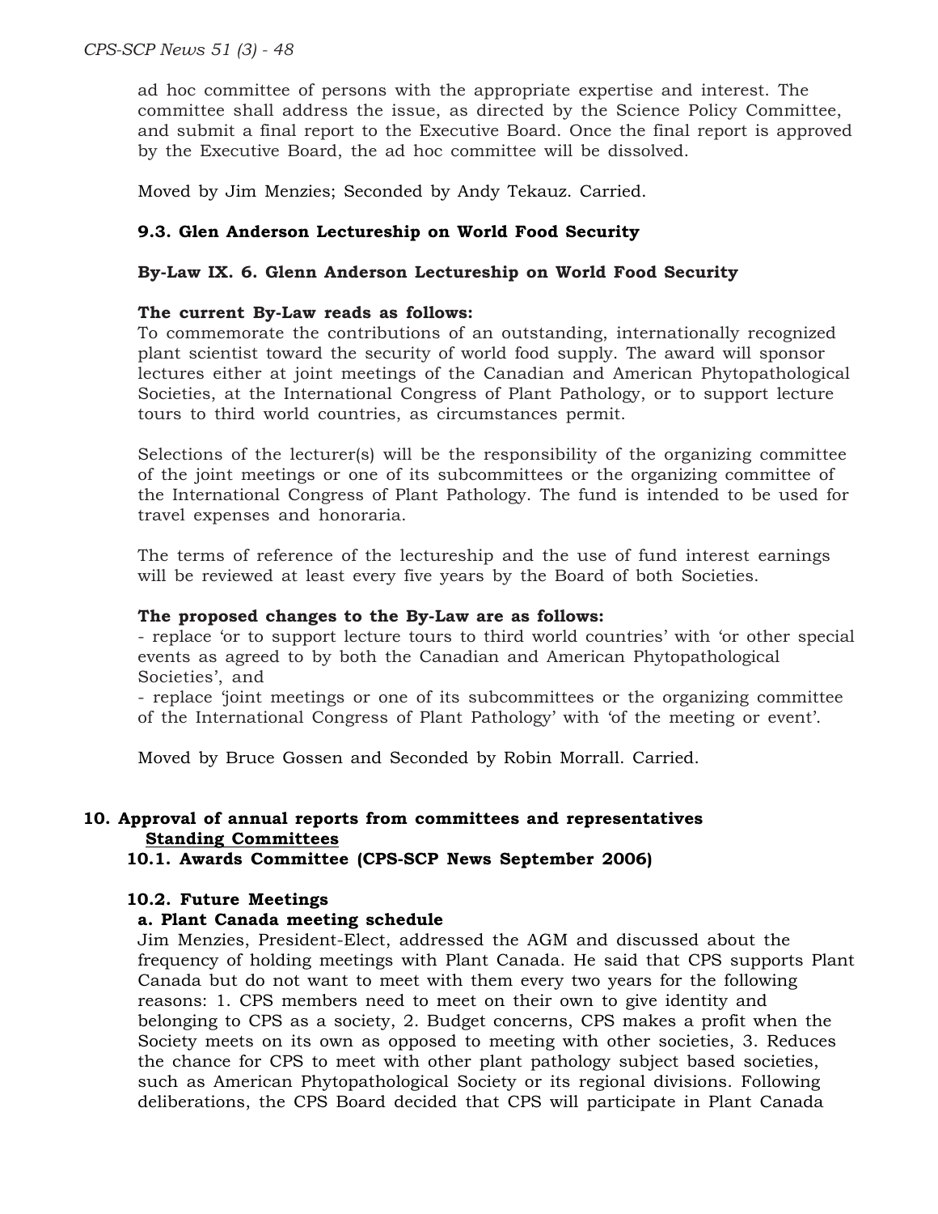ad hoc committee of persons with the appropriate expertise and interest. The committee shall address the issue, as directed by the Science Policy Committee, and submit a final report to the Executive Board. Once the final report is approved by the Executive Board, the ad hoc committee will be dissolved.

Moved by Jim Menzies; Seconded by Andy Tekauz. Carried.

**9.3. Glen Anderson Lectureship on World Food Security**

**By-Law IX. 6. Glenn Anderson Lectureship on World Food Security**

**The current By-Law reads as follows:**
To commemorate the contributions of an outstanding, internationally recognized plant scientist toward the security of world food supply. The award will sponsor lectures either at joint meetings of the Canadian and American Phytopathological Societies, at the International Congress of Plant Pathology, or to support lecture tours to third world countries, as circumstances permit.

Selections of the lecturer(s) will be the responsibility of the organizing committee of the joint meetings or one of its subcommittees or the organizing committee of the International Congress of Plant Pathology. The fund is intended to be used for travel expenses and honoraria.

The terms of reference of the lectureship and the use of fund interest earnings will be reviewed at least every five years by the Board of both Societies.

**The proposed changes to the By-Law are as follows:**
- replace 'or to support lecture tours to third world countries' with 'or other special events as agreed to by both the Canadian and American Phytopathological Societies', and
- replace 'joint meetings or one of its subcommittees or the organizing committee of the International Congress of Plant Pathology' with 'of the meeting or event'.

Moved by Bruce Gossen and Seconded by Robin Morrall. Carried.

## 10. Approval of annual reports from committees and representatives

**Standing Committees**

### 10.1. Awards Committee (CPS-SCP News September 2006)

### 10.2. Future Meetings

**a. Plant Canada meeting schedule**

Jim Menzies, President-Elect, addressed the AGM and discussed about the frequency of holding meetings with Plant Canada. He said that CPS supports Plant Canada but do not want to meet with them every two years for the following reasons: 1. CPS members need to meet on their own to give identity and belonging to CPS as a society, 2. Budget concerns, CPS makes a profit when the Society meets on its own as opposed to meeting with other societies, 3. Reduces the chance for CPS to meet with other plant pathology subject based societies, such as American Phytopathological Society or its regional divisions. Following deliberations, the CPS Board decided that CPS will participate in Plant Canada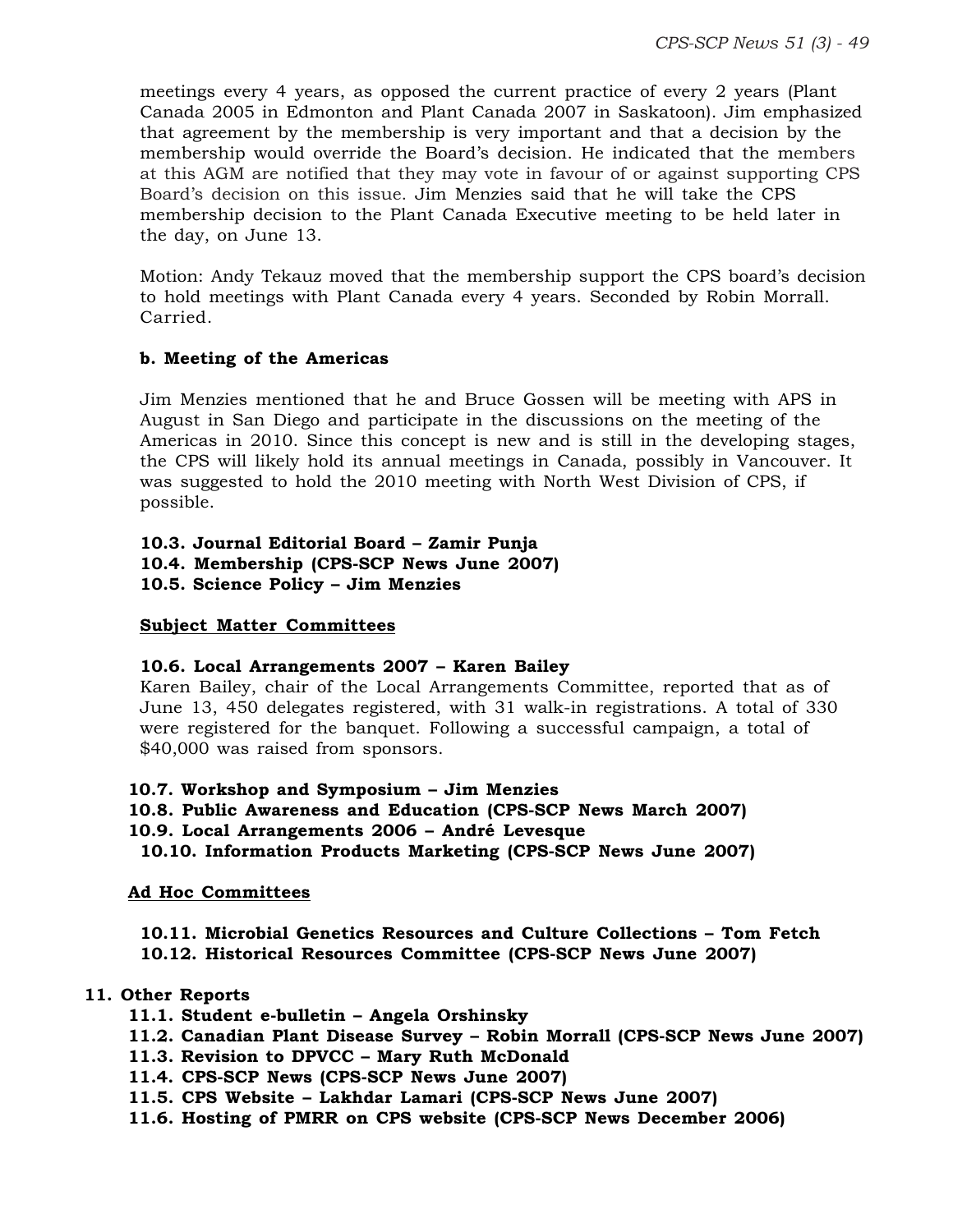meetings every 4 years, as opposed the current practice of every 2 years (Plant Canada 2005 in Edmonton and Plant Canada 2007 in Saskatoon). Jim emphasized that agreement by the membership is very important and that a decision by the membership would override the Board's decision. He indicated that the members at this AGM are notified that they may vote in favour of or against supporting CPS Board's decision on this issue. Jim Menzies said that he will take the CPS membership decision to the Plant Canada Executive meeting to be held later in the day, on June 13.

Motion: Andy Tekauz moved that the membership support the CPS board's decision to hold meetings with Plant Canada every 4 years. Seconded by Robin Morrall. Carried.

**b. Meeting of the Americas**

Jim Menzies mentioned that he and Bruce Gossen will be meeting with APS in August in San Diego and participate in the discussions on the meeting of the Americas in 2010. Since this concept is new and is still in the developing stages, the CPS will likely hold its annual meetings in Canada, possibly in Vancouver. It was suggested to hold the 2010 meeting with North West Division of CPS, if possible.

**10.3. Journal Editorial Board – Zamir Punja**

**10.4. Membership (CPS-SCP News June 2007)**

**10.5. Science Policy – Jim Menzies**

**Subject Matter Committees**

**10.6. Local Arrangements 2007 – Karen Bailey**

Karen Bailey, chair of the Local Arrangements Committee, reported that as of June 13, 450 delegates registered, with 31 walk-in registrations. A total of 330 were registered for the banquet. Following a successful campaign, a total of $40,000 was raised from sponsors.

**10.7. Workshop and Symposium – Jim Menzies**

**10.8. Public Awareness and Education (CPS-SCP News March 2007)**

**10.9. Local Arrangements 2006 – André Levesque**

**10.10. Information Products Marketing (CPS-SCP News June 2007)**

**Ad Hoc Committees**

**10.11. Microbial Genetics Resources and Culture Collections – Tom Fetch**

**10.12. Historical Resources Committee (CPS-SCP News June 2007)**

**11. Other Reports**

**11.1. Student e-bulletin – Angela Orshinsky**

**11.2. Canadian Plant Disease Survey – Robin Morrall (CPS-SCP News June 2007)**

**11.3. Revision to DPVCC – Mary Ruth McDonald**

**11.4. CPS-SCP News (CPS-SCP News June 2007)**

**11.5. CPS Website – Lakhdar Lamari (CPS-SCP News June 2007)**

**11.6. Hosting of PMRR on CPS website (CPS-SCP News December 2006)**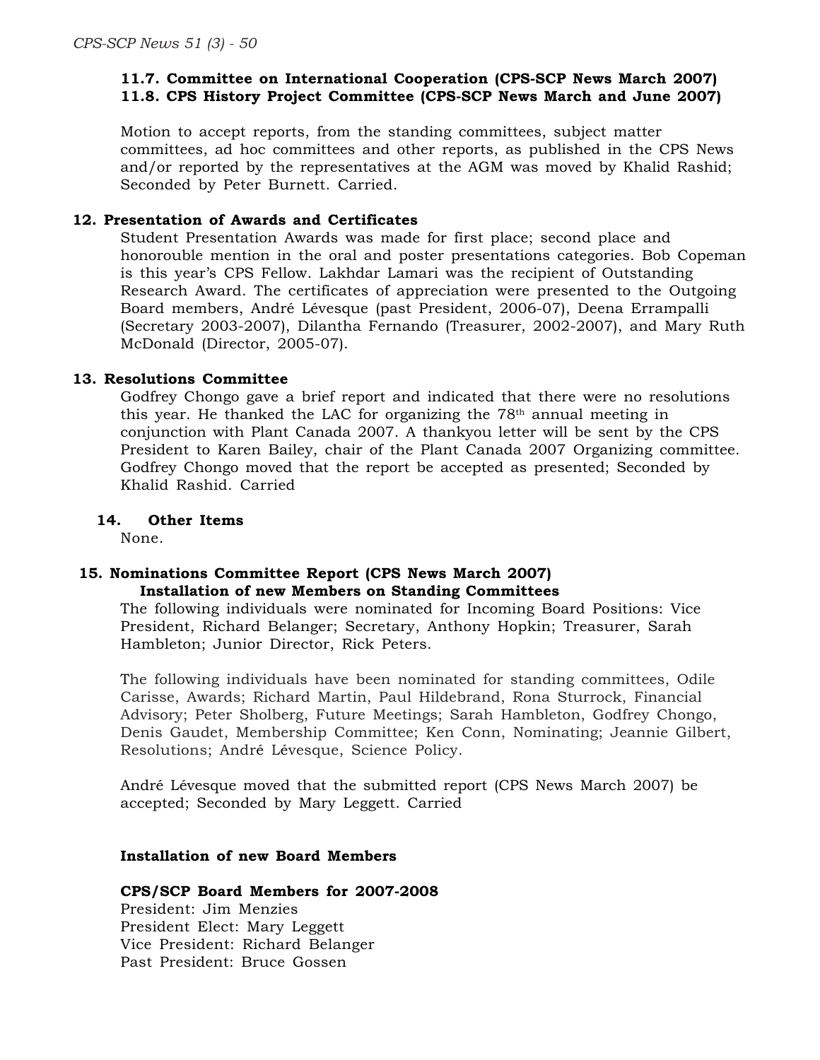**11.7. Committee on International Cooperation (CPS-SCP News March 2007)**
**11.8. CPS History Project Committee (CPS-SCP News March and June 2007)**

Motion to accept reports, from the standing committees, subject matter committees, ad hoc committees and other reports, as published in the CPS News and/or reported by the representatives at the AGM was moved by Khalid Rashid; Seconded by Peter Burnett. Carried.

**12. Presentation of Awards and Certificates**

Student Presentation Awards was made for first place; second place and honorouble mention in the oral and poster presentations categories. Bob Copeman is this year's CPS Fellow. Lakhdar Lamari was the recipient of Outstanding Research Award. The certificates of appreciation were presented to the Outgoing Board members, André Lévesque (past President, 2006-07), Deena Errampalli (Secretary 2003-2007), Dilantha Fernando (Treasurer, 2002-2007), and Mary Ruth McDonald (Director, 2005-07).

**13. Resolutions Committee**

Godfrey Chongo gave a brief report and indicated that there were no resolutions this year. He thanked the LAC for organizing the 78th annual meeting in conjunction with Plant Canada 2007. A thankyou letter will be sent by the CPS President to Karen Bailey, chair of the Plant Canada 2007 Organizing committee. Godfrey Chongo moved that the report be accepted as presented; Seconded by Khalid Rashid. Carried

**14. Other Items**

None.

**15. Nominations Committee Report (CPS News March 2007)**
**Installation of new Members on Standing Committees**

The following individuals were nominated for Incoming Board Positions: Vice President, Richard Belanger; Secretary, Anthony Hopkin; Treasurer, Sarah Hambleton; Junior Director, Rick Peters.

The following individuals have been nominated for standing committees, Odile Carisse, Awards; Richard Martin, Paul Hildebrand, Rona Sturrock, Financial Advisory; Peter Sholberg, Future Meetings; Sarah Hambleton, Godfrey Chongo, Denis Gaudet, Membership Committee; Ken Conn, Nominating; Jeannie Gilbert, Resolutions; André Lévesque, Science Policy.

André Lévesque moved that the submitted report (CPS News March 2007) be accepted; Seconded by Mary Leggett. Carried

**Installation of new Board Members**

**CPS/SCP Board Members for 2007-2008**

President: Jim Menzies
President Elect: Mary Leggett
Vice President: Richard Belanger
Past President: Bruce Gossen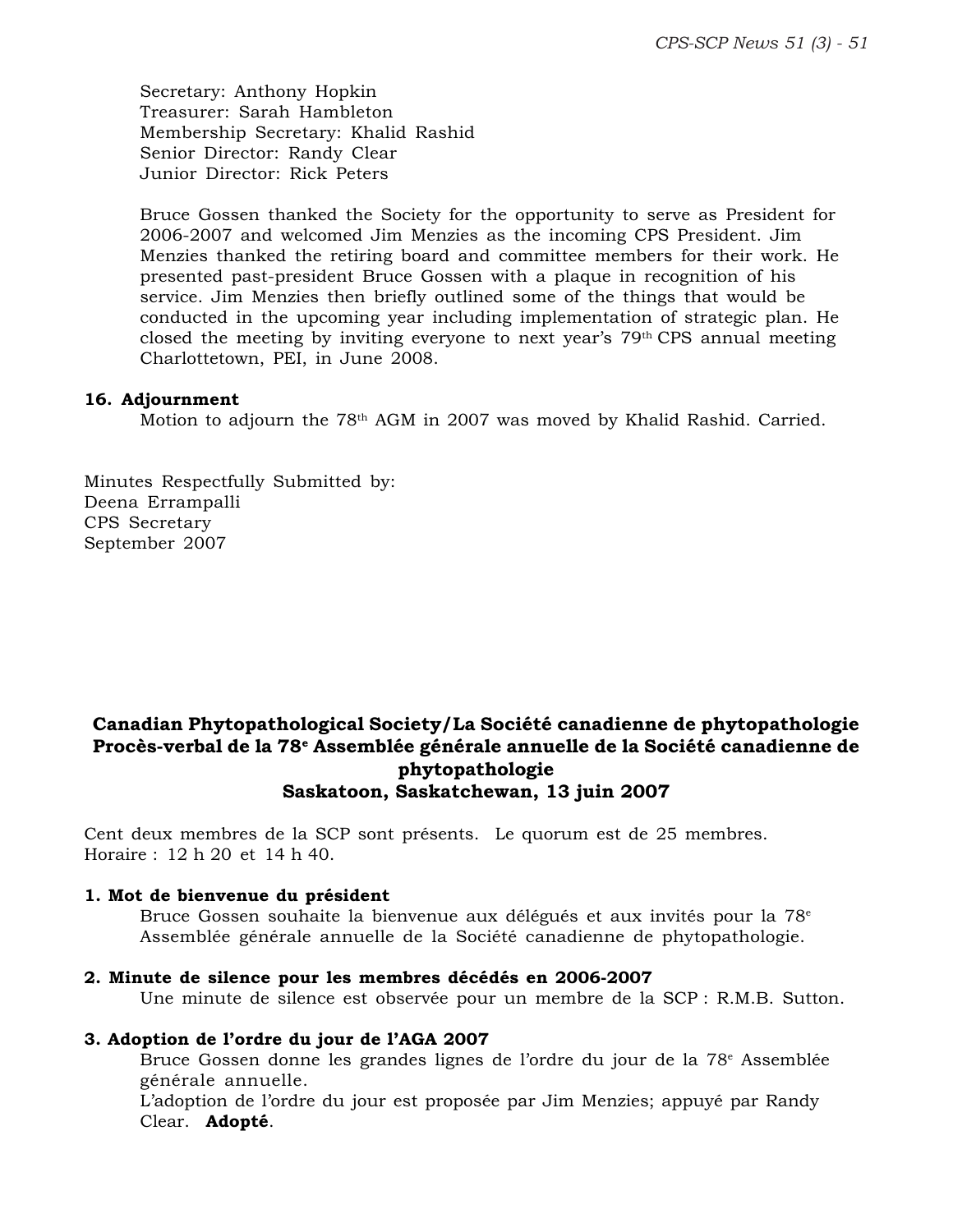Secretary: Anthony Hopkin
Treasurer: Sarah Hambleton
Membership Secretary: Khalid Rashid
Senior Director: Randy Clear
Junior Director: Rick Peters

Bruce Gossen thanked the Society for the opportunity to serve as President for 2006-2007 and welcomed Jim Menzies as the incoming CPS President. Jim Menzies thanked the retiring board and committee members for their work. He presented past-president Bruce Gossen with a plaque in recognition of his service. Jim Menzies then briefly outlined some of the things that would be conducted in the upcoming year including implementation of strategic plan. He closed the meeting by inviting everyone to next year's 79th CPS annual meeting Charlottetown, PEI, in June 2008.

**16. Adjournment**

Motion to adjourn the 78th AGM in 2007 was moved by Khalid Rashid. Carried.

Minutes Respectfully Submitted by:
Deena Errampalli
CPS Secretary
September 2007

## Canadian Phytopathological Society/La Société canadienne de phytopathologie Procès-verbal de la 78e Assemblée générale annuelle de la Société canadienne de phytopathologie Saskatoon, Saskatchewan, 13 juin 2007

Cent deux membres de la SCP sont présents. Le quorum est de 25 membres.
Horaire : 12 h 20 et 14 h 40.

**1. Mot de bienvenue du président**

Bruce Gossen souhaite la bienvenue aux délégués et aux invités pour la 78e Assemblée générale annuelle de la Société canadienne de phytopathologie.

**2. Minute de silence pour les membres décédés en 2006-2007**

Une minute de silence est observée pour un membre de la SCP : R.M.B. Sutton.

**3. Adoption de l'ordre du jour de l'AGA 2007**

Bruce Gossen donne les grandes lignes de l'ordre du jour de la 78e Assemblée générale annuelle.
L'adoption de l'ordre du jour est proposée par Jim Menzies; appuyé par Randy Clear. **Adopté**.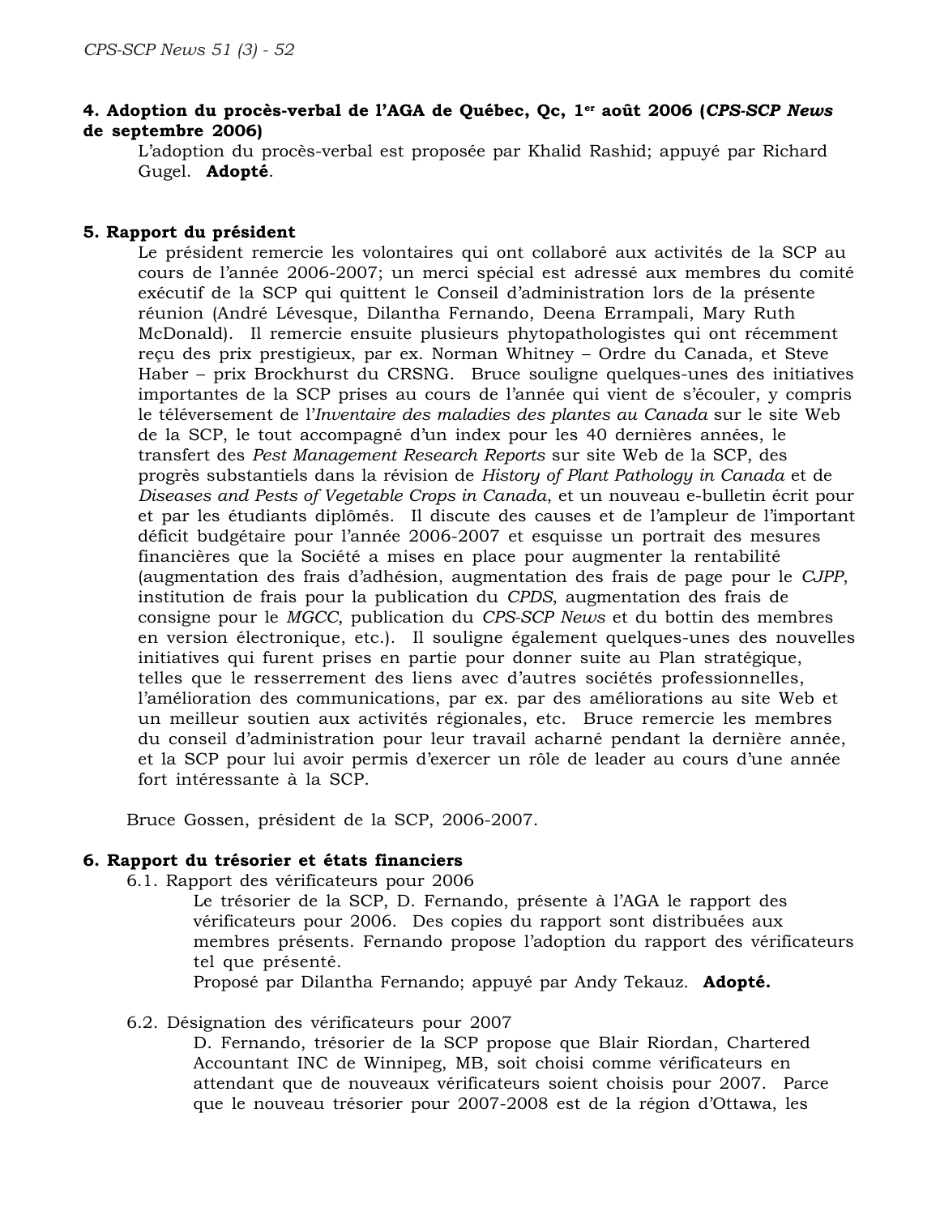**4. Adoption du procès-verbal de l'AGA de Québec, Qc, 1er août 2006 (*CPS-SCP News* de septembre 2006)**

L'adoption du procès-verbal est proposée par Khalid Rashid; appuyé par Richard Gugel. **Adopté**.

**5. Rapport du président**

Le président remercie les volontaires qui ont collaboré aux activités de la SCP au cours de l'année 2006-2007; un merci spécial est adressé aux membres du comité exécutif de la SCP qui quittent le Conseil d'administration lors de la présente réunion (André Lévesque, Dilantha Fernando, Deena Errampali, Mary Ruth McDonald). Il remercie ensuite plusieurs phytopathologistes qui ont récemment reçu des prix prestigieux, par ex. Norman Whitney – Ordre du Canada, et Steve Haber – prix Brockhurst du CRSNG. Bruce souligne quelques-unes des initiatives importantes de la SCP prises au cours de l'année qui vient de s'écouler, y compris le téléversement de l'*Inventaire des maladies des plantes au Canada* sur le site Web de la SCP, le tout accompagné d'un index pour les 40 dernières années, le transfert des *Pest Management Research Reports* sur site Web de la SCP, des progrès substantiels dans la révision de *History of Plant Pathology in Canada* et de *Diseases and Pests of Vegetable Crops in Canada*, et un nouveau e-bulletin écrit pour et par les étudiants diplômés. Il discute des causes et de l'ampleur de l'important déficit budgétaire pour l'année 2006-2007 et esquisse un portrait des mesures financières que la Société a mises en place pour augmenter la rentabilité (augmentation des frais d'adhésion, augmentation des frais de page pour le *CJPP*, institution de frais pour la publication du *CPDS*, augmentation des frais de consigne pour le *MGCC*, publication du *CPS-SCP News* et du bottin des membres en version électronique, etc.). Il souligne également quelques-unes des nouvelles initiatives qui furent prises en partie pour donner suite au Plan stratégique, telles que le resserrement des liens avec d'autres sociétés professionnelles, l'amélioration des communications, par ex. par des améliorations au site Web et un meilleur soutien aux activités régionales, etc. Bruce remercie les membres du conseil d'administration pour leur travail acharné pendant la dernière année, et la SCP pour lui avoir permis d'exercer un rôle de leader au cours d'une année fort intéressante à la SCP.

Bruce Gossen, président de la SCP, 2006-2007.

**6. Rapport du trésorier et états financiers**

6.1. Rapport des vérificateurs pour 2006

Le trésorier de la SCP, D. Fernando, présente à l'AGA le rapport des vérificateurs pour 2006. Des copies du rapport sont distribuées aux membres présents. Fernando propose l'adoption du rapport des vérificateurs tel que présenté.
Proposé par Dilantha Fernando; appuyé par Andy Tekauz. **Adopté.**

6.2. Désignation des vérificateurs pour 2007

D. Fernando, trésorier de la SCP propose que Blair Riordan, Chartered Accountant INC de Winnipeg, MB, soit choisi comme vérificateurs en attendant que de nouveaux vérificateurs soient choisis pour 2007. Parce que le nouveau trésorier pour 2007-2008 est de la région d'Ottawa, les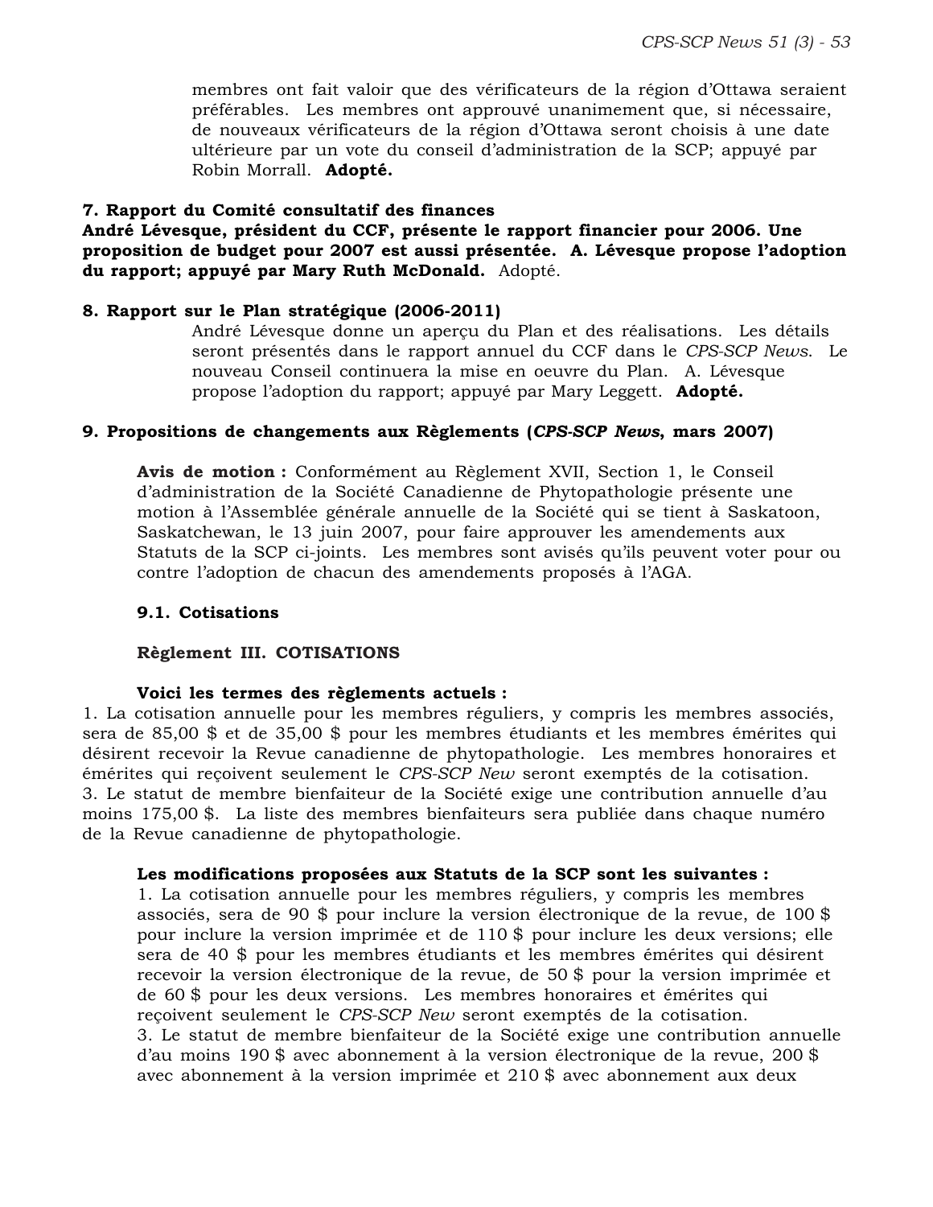membres ont fait valoir que des vérificateurs de la région d'Ottawa seraient préférables. Les membres ont approuvé unanimement que, si nécessaire, de nouveaux vérificateurs de la région d'Ottawa seront choisis à une date ultérieure par un vote du conseil d'administration de la SCP; appuyé par Robin Morrall. **Adopté.**

**7. Rapport du Comité consultatif des finances**

**André Lévesque, président du CCF, présente le rapport financier pour 2006. Une proposition de budget pour 2007 est aussi présentée. A. Lévesque propose l'adoption du rapport; appuyé par Mary Ruth McDonald.** Adopté.

**8. Rapport sur le Plan stratégique (2006-2011)**

André Lévesque donne un aperçu du Plan et des réalisations. Les détails seront présentés dans le rapport annuel du CCF dans le *CPS-SCP News*. Le nouveau Conseil continuera la mise en oeuvre du Plan. A. Lévesque propose l'adoption du rapport; appuyé par Mary Leggett. **Adopté.**

**9. Propositions de changements aux Règlements (*CPS-SCP News*, mars 2007)**

**Avis de motion :** Conformément au Règlement XVII, Section 1, le Conseil d'administration de la Société Canadienne de Phytopathologie présente une motion à l'Assemblée générale annuelle de la Société qui se tient à Saskatoon, Saskatchewan, le 13 juin 2007, pour faire approuver les amendements aux Statuts de la SCP ci-joints. Les membres sont avisés qu'ils peuvent voter pour ou contre l'adoption de chacun des amendements proposés à l'AGA.

**9.1. Cotisations**

**Règlement III. COTISATIONS**

**Voici les termes des règlements actuels :**

1. La cotisation annuelle pour les membres réguliers, y compris les membres associés, sera de 85,00 $ et de 35,00 $ pour les membres étudiants et les membres émérites qui désirent recevoir la Revue canadienne de phytopathologie. Les membres honoraires et émérites qui reçoivent seulement le *CPS-SCP New* seront exemptés de la cotisation.
3. Le statut de membre bienfaiteur de la Société exige une contribution annuelle d'au moins 175,00 $. La liste des membres bienfaiteurs sera publiée dans chaque numéro de la Revue canadienne de phytopathologie.

**Les modifications proposées aux Statuts de la SCP sont les suivantes :**

1. La cotisation annuelle pour les membres réguliers, y compris les membres associés, sera de 90 $ pour inclure la version électronique de la revue, de 100 $ pour inclure la version imprimée et de 110 $ pour inclure les deux versions; elle sera de 40 $ pour les membres étudiants et les membres émérites qui désirent recevoir la version électronique de la revue, de 50 $ pour la version imprimée et de 60 $ pour les deux versions. Les membres honoraires et émérites qui reçoivent seulement le *CPS-SCP New* seront exemptés de la cotisation.
3. Le statut de membre bienfaiteur de la Société exige une contribution annuelle d'au moins 190 $ avec abonnement à la version électronique de la revue, 200 $ avec abonnement à la version imprimée et 210 $ avec abonnement aux deux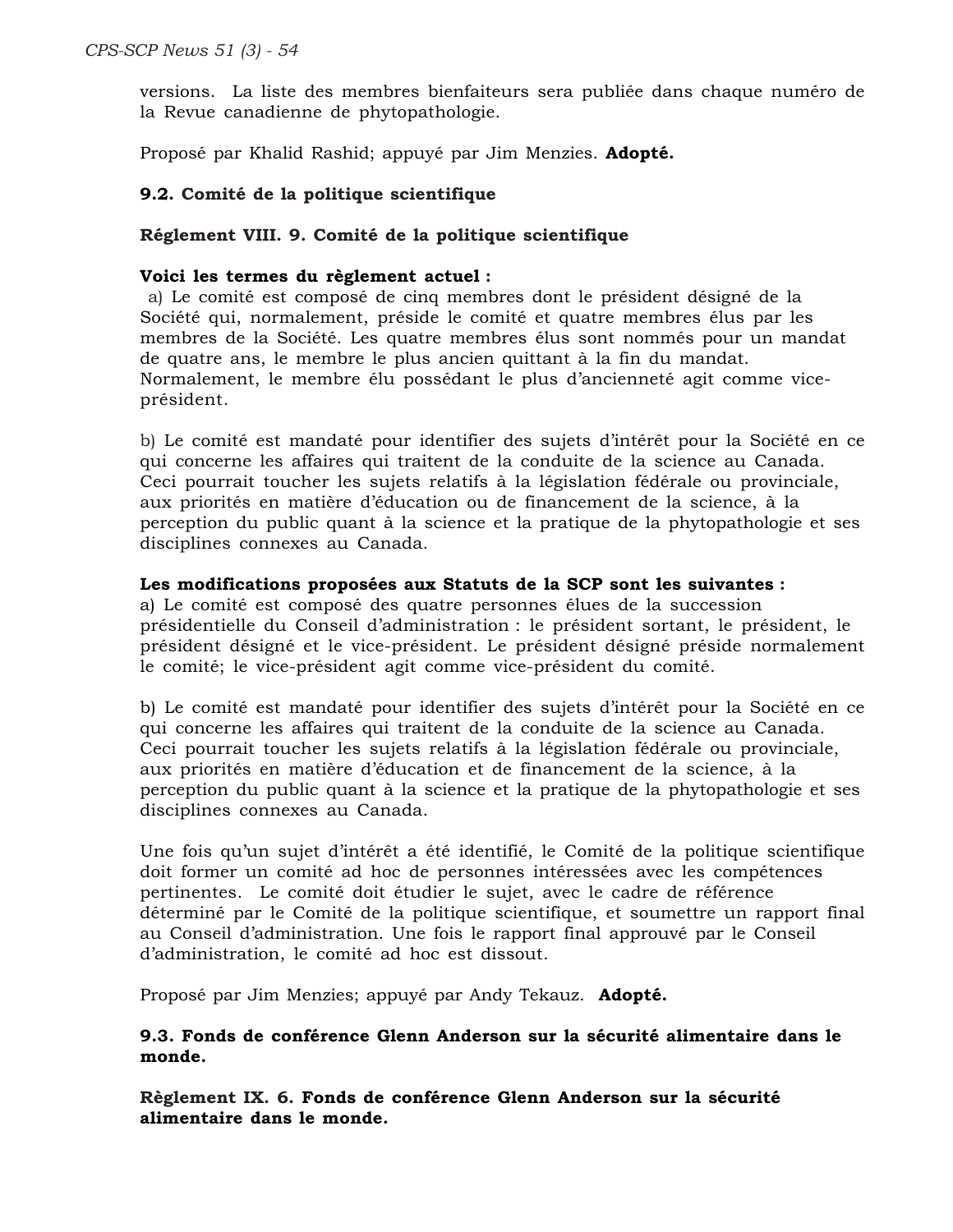versions. La liste des membres bienfaiteurs sera publiée dans chaque numéro de la Revue canadienne de phytopathologie.

Proposé par Khalid Rashid; appuyé par Jim Menzies. **Adopté.**

**9.2. Comité de la politique scientifique**

**Réglement VIII. 9. Comité de la politique scientifique**

**Voici les termes du règlement actuel :**

a) Le comité est composé de cinq membres dont le président désigné de la Société qui, normalement, préside le comité et quatre membres élus par les membres de la Société. Les quatre membres élus sont nommés pour un mandat de quatre ans, le membre le plus ancien quittant à la fin du mandat. Normalement, le membre élu possédant le plus d'ancienneté agit comme vice-président.

b) Le comité est mandaté pour identifier des sujets d'intérêt pour la Société en ce qui concerne les affaires qui traitent de la conduite de la science au Canada. Ceci pourrait toucher les sujets relatifs à la législation fédérale ou provinciale, aux priorités en matière d'éducation ou de financement de la science, à la perception du public quant à la science et la pratique de la phytopathologie et ses disciplines connexes au Canada.

**Les modifications proposées aux Statuts de la SCP sont les suivantes :**

a) Le comité est composé des quatre personnes élues de la succession présidentielle du Conseil d'administration : le président sortant, le président, le président désigné et le vice-président. Le président désigné préside normalement le comité; le vice-président agit comme vice-président du comité.

b) Le comité est mandaté pour identifier des sujets d'intérêt pour la Société en ce qui concerne les affaires qui traitent de la conduite de la science au Canada. Ceci pourrait toucher les sujets relatifs à la législation fédérale ou provinciale, aux priorités en matière d'éducation et de financement de la science, à la perception du public quant à la science et la pratique de la phytopathologie et ses disciplines connexes au Canada.

Une fois qu'un sujet d'intérêt a été identifié, le Comité de la politique scientifique doit former un comité ad hoc de personnes intéressées avec les compétences pertinentes. Le comité doit étudier le sujet, avec le cadre de référence déterminé par le Comité de la politique scientifique, et soumettre un rapport final au Conseil d'administration. Une fois le rapport final approuvé par le Conseil d'administration, le comité ad hoc est dissout.

Proposé par Jim Menzies; appuyé par Andy Tekauz. **Adopté.**

**9.3. Fonds de conférence Glenn Anderson sur la sécurité alimentaire dans le monde.**

**Règlement IX. 6. Fonds de conférence Glenn Anderson sur la sécurité alimentaire dans le monde.**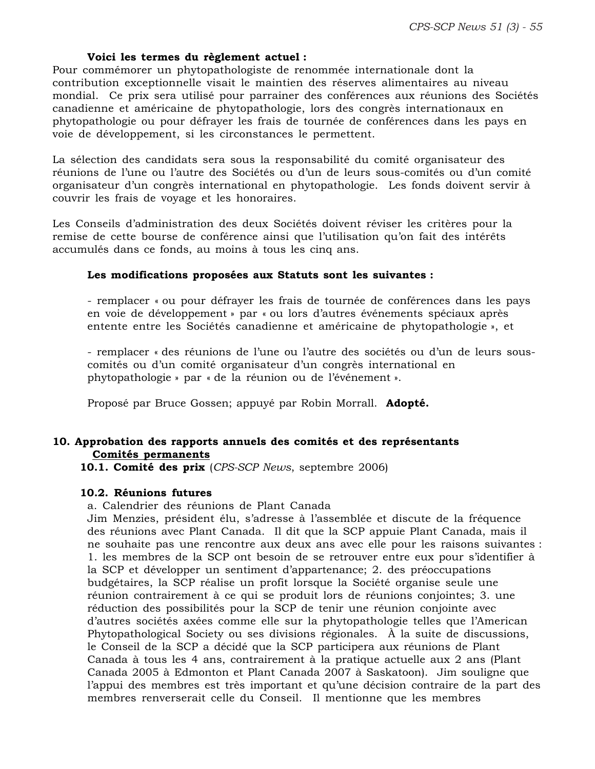**Voici les termes du règlement actuel :**

Pour commémorer un phytopathologiste de renommée internationale dont la contribution exceptionnelle visait le maintien des réserves alimentaires au niveau mondial. Ce prix sera utilisé pour parrainer des conférences aux réunions des Sociétés canadienne et américaine de phytopathologie, lors des congrès internationaux en phytopathologie ou pour défrayer les frais de tournée de conférences dans les pays en voie de développement, si les circonstances le permettent.

La sélection des candidats sera sous la responsabilité du comité organisateur des réunions de l'une ou l'autre des Sociétés ou d'un de leurs sous-comités ou d'un comité organisateur d'un congrès international en phytopathologie. Les fonds doivent servir à couvrir les frais de voyage et les honoraires.

Les Conseils d'administration des deux Sociétés doivent réviser les critères pour la remise de cette bourse de conférence ainsi que l'utilisation qu'on fait des intérêts accumulés dans ce fonds, au moins à tous les cinq ans.

**Les modifications proposées aux Statuts sont les suivantes :**

- remplacer « ou pour défrayer les frais de tournée de conférences dans les pays en voie de développement » par « ou lors d'autres événements spéciaux après entente entre les Sociétés canadienne et américaine de phytopathologie », et

- remplacer « des réunions de l'une ou l'autre des sociétés ou d'un de leurs sous-comités ou d'un comité organisateur d'un congrès international en phytopathologie » par « de la réunion ou de l'événement ».

Proposé par Bruce Gossen; appuyé par Robin Morrall. **Adopté.**

## 10. Approbation des rapports annuels des comités et des représentants

**Comités permanents**

### 10.1. Comité des prix (*CPS-SCP News*, septembre 2006)

### 10.2. Réunions futures

a. Calendrier des réunions de Plant Canada

Jim Menzies, président élu, s'adresse à l'assemblée et discute de la fréquence des réunions avec Plant Canada. Il dit que la SCP appuie Plant Canada, mais il ne souhaite pas une rencontre aux deux ans avec elle pour les raisons suivantes : 1. les membres de la SCP ont besoin de se retrouver entre eux pour s'identifier à la SCP et développer un sentiment d'appartenance; 2. des préoccupations budgétaires, la SCP réalise un profit lorsque la Société organise seule une réunion contrairement à ce qui se produit lors de réunions conjointes; 3. une réduction des possibilités pour la SCP de tenir une réunion conjointe avec d'autres sociétés axées comme elle sur la phytopathologie telles que l'American Phytopathological Society ou ses divisions régionales. À la suite de discussions, le Conseil de la SCP a décidé que la SCP participera aux réunions de Plant Canada à tous les 4 ans, contrairement à la pratique actuelle aux 2 ans (Plant Canada 2005 à Edmonton et Plant Canada 2007 à Saskatoon). Jim souligne que l'appui des membres est très important et qu'une décision contraire de la part des membres renverserait celle du Conseil. Il mentionne que les membres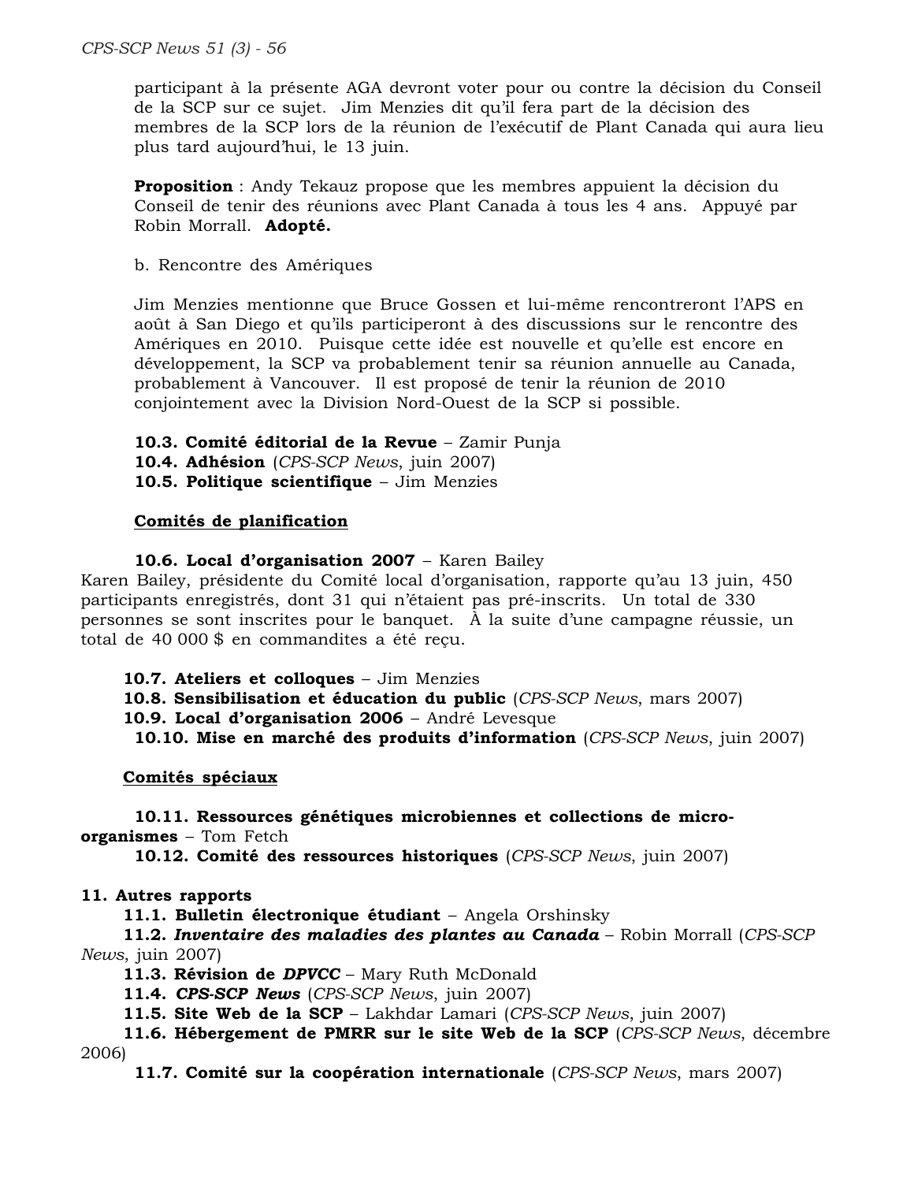participant à la présente AGA devront voter pour ou contre la décision du Conseil de la SCP sur ce sujet. Jim Menzies dit qu'il fera part de la décision des membres de la SCP lors de la réunion de l'exécutif de Plant Canada qui aura lieu plus tard aujourd'hui, le 13 juin.

**Proposition** : Andy Tekauz propose que les membres appuient la décision du Conseil de tenir des réunions avec Plant Canada à tous les 4 ans. Appuyé par Robin Morrall. **Adopté.**

b. Rencontre des Amériques

Jim Menzies mentionne que Bruce Gossen et lui-même rencontreront l'APS en août à San Diego et qu'ils participeront à des discussions sur le rencontre des Amériques en 2010. Puisque cette idée est nouvelle et qu'elle est encore en développement, la SCP va probablement tenir sa réunion annuelle au Canada, probablement à Vancouver. Il est proposé de tenir la réunion de 2010 conjointement avec la Division Nord-Ouest de la SCP si possible.

**10.3. Comité éditorial de la Revue** – Zamir Punja
**10.4. Adhésion** (*CPS-SCP News*, juin 2007)
**10.5. Politique scientifique** – Jim Menzies

**Comités de planification**

**10.6. Local d'organisation 2007** – Karen Bailey

Karen Bailey, présidente du Comité local d'organisation, rapporte qu'au 13 juin, 450 participants enregistrés, dont 31 qui n'étaient pas pré-inscrits. Un total de 330 personnes se sont inscrites pour le banquet. À la suite d'une campagne réussie, un total de 40 000 $ en commandites a été reçu.

**10.7. Ateliers et colloques** – Jim Menzies
**10.8. Sensibilisation et éducation du public** (*CPS-SCP News*, mars 2007)
**10.9. Local d'organisation 2006** – André Levesque
**10.10. Mise en marché des produits d'information** (*CPS-SCP News*, juin 2007)

**Comités spéciaux**

**10.11. Ressources génétiques microbiennes et collections de micro-organismes** – Tom Fetch
**10.12. Comité des ressources historiques** (*CPS-SCP News*, juin 2007)

**11. Autres rapports**

**11.1. Bulletin électronique étudiant** – Angela Orshinsky
**11.2. *Inventaire des maladies des plantes au Canada*** – Robin Morrall (*CPS-SCP News*, juin 2007)
**11.3. Révision de *DPVCC*** – Mary Ruth McDonald
**11.4. *CPS-SCP News*** (*CPS-SCP News*, juin 2007)
**11.5. Site Web de la SCP** – Lakhdar Lamari (*CPS-SCP News*, juin 2007)
**11.6. Hébergement de PMRR sur le site Web de la SCP** (*CPS-SCP News*, décembre 2006)
**11.7. Comité sur la coopération internationale** (*CPS-SCP News*, mars 2007)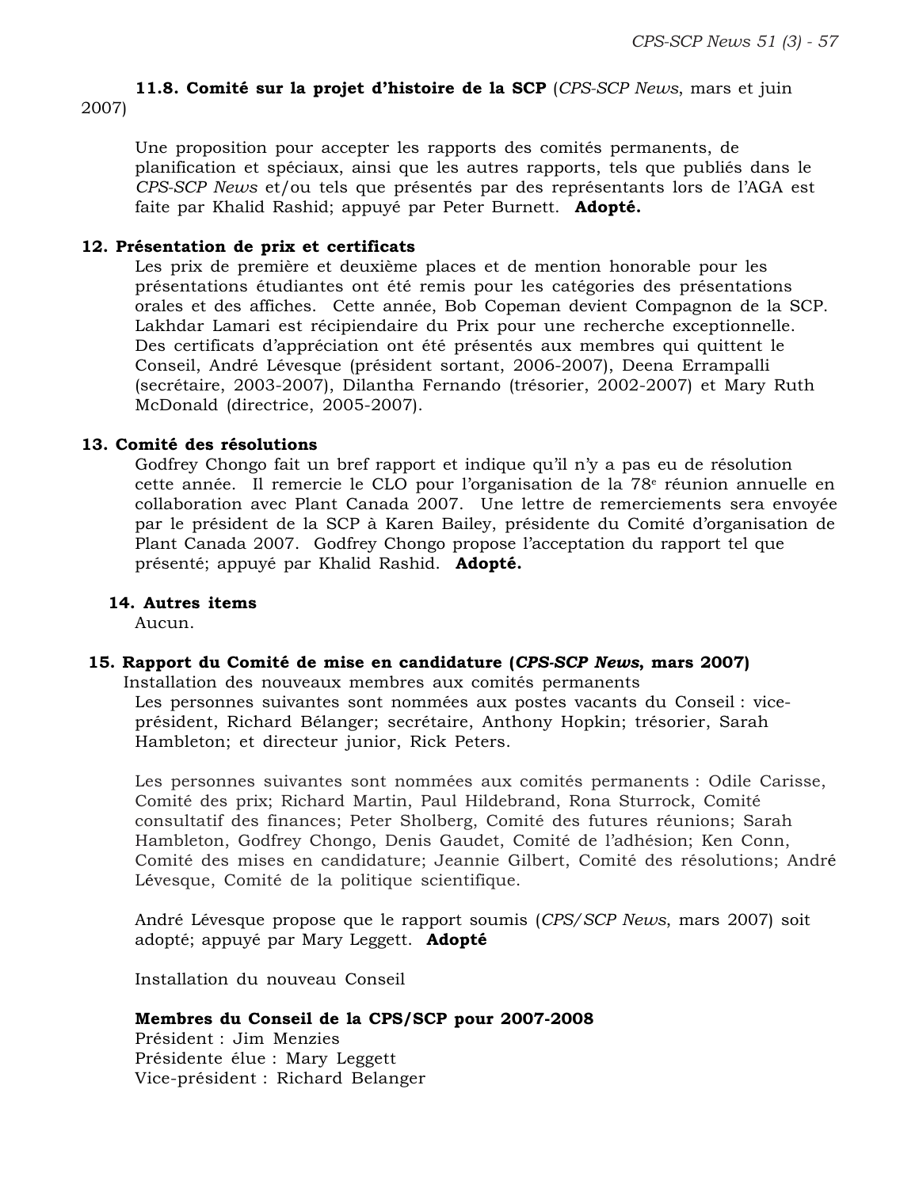**11.8. Comité sur la projet d'histoire de la SCP** (*CPS-SCP News*, mars et juin 2007)

Une proposition pour accepter les rapports des comités permanents, de planification et spéciaux, ainsi que les autres rapports, tels que publiés dans le *CPS-SCP News* et/ou tels que présentés par des représentants lors de l'AGA est faite par Khalid Rashid; appuyé par Peter Burnett. **Adopté.**

**12. Présentation de prix et certificats**

Les prix de première et deuxième places et de mention honorable pour les présentations étudiantes ont été remis pour les catégories des présentations orales et des affiches. Cette année, Bob Copeman devient Compagnon de la SCP. Lakhdar Lamari est récipiendaire du Prix pour une recherche exceptionnelle. Des certificats d'appréciation ont été présentés aux membres qui quittent le Conseil, André Lévesque (président sortant, 2006-2007), Deena Errampalli (secrétaire, 2003-2007), Dilantha Fernando (trésorier, 2002-2007) et Mary Ruth McDonald (directrice, 2005-2007).

**13. Comité des résolutions**

Godfrey Chongo fait un bref rapport et indique qu'il n'y a pas eu de résolution cette année. Il remercie le CLO pour l'organisation de la 78e réunion annuelle en collaboration avec Plant Canada 2007. Une lettre de remerciements sera envoyée par le président de la SCP à Karen Bailey, présidente du Comité d'organisation de Plant Canada 2007. Godfrey Chongo propose l'acceptation du rapport tel que présenté; appuyé par Khalid Rashid. **Adopté.**

**14. Autres items**

Aucun.

**15. Rapport du Comité de mise en candidature (*CPS-SCP News*, mars 2007)**

Installation des nouveaux membres aux comités permanents

Les personnes suivantes sont nommées aux postes vacants du Conseil : vice-président, Richard Bélanger; secrétaire, Anthony Hopkin; trésorier, Sarah Hambleton; et directeur junior, Rick Peters.

Les personnes suivantes sont nommées aux comités permanents : Odile Carisse, Comité des prix; Richard Martin, Paul Hildebrand, Rona Sturrock, Comité consultatif des finances; Peter Sholberg, Comité des futures réunions; Sarah Hambleton, Godfrey Chongo, Denis Gaudet, Comité de l'adhésion; Ken Conn, Comité des mises en candidature; Jeannie Gilbert, Comité des résolutions; André Lévesque, Comité de la politique scientifique.

André Lévesque propose que le rapport soumis (*CPS/SCP News*, mars 2007) soit adopté; appuyé par Mary Leggett. **Adopté**

Installation du nouveau Conseil

**Membres du Conseil de la CPS/SCP pour 2007-2008**

Président : Jim Menzies  
Présidente élue : Mary Leggett  
Vice-président : Richard Belanger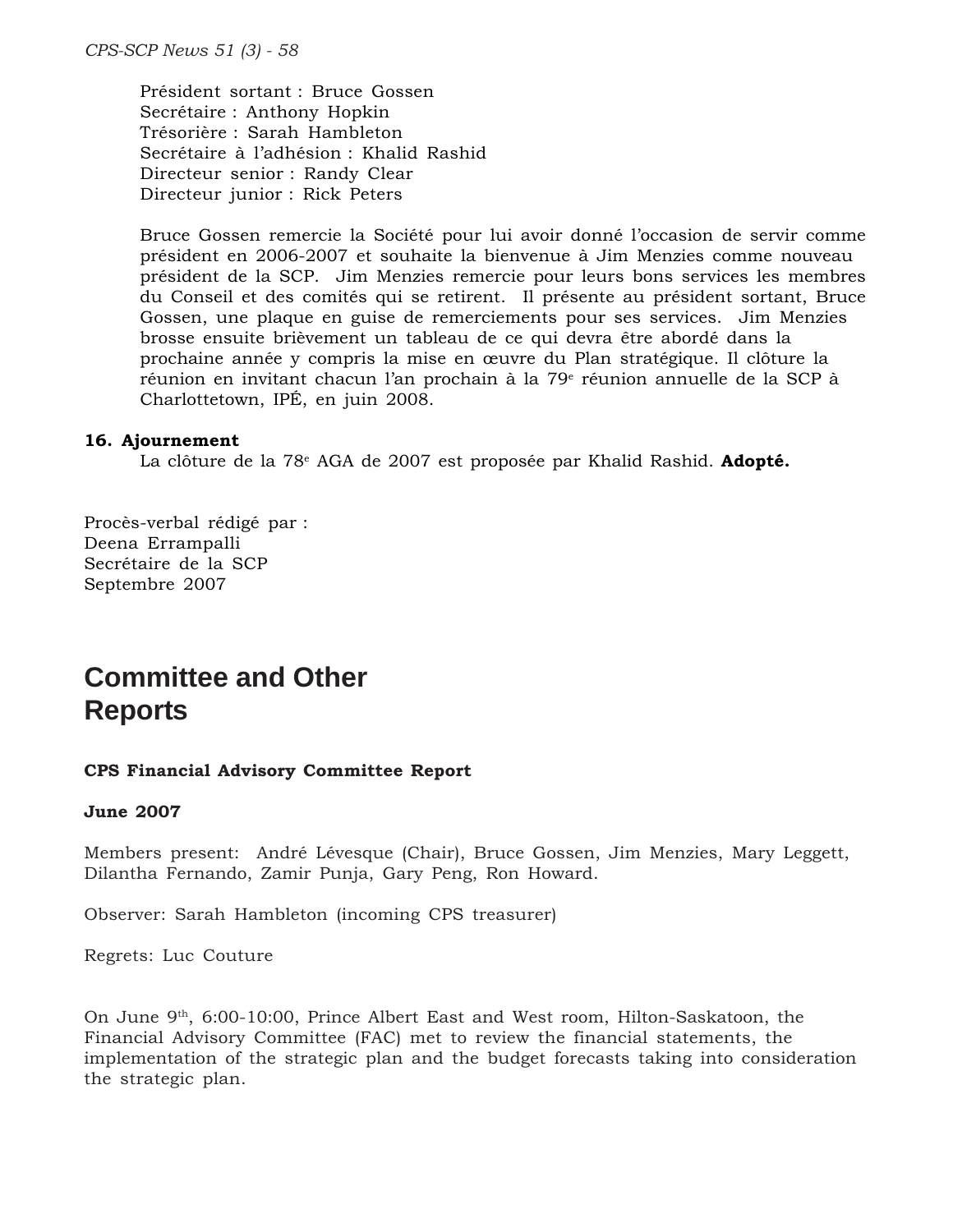Président sortant : Bruce Gossen
Secrétaire : Anthony Hopkin
Trésorière : Sarah Hambleton
Secrétaire à l'adhésion : Khalid Rashid
Directeur senior : Randy Clear
Directeur junior : Rick Peters

Bruce Gossen remercie la Société pour lui avoir donné l'occasion de servir comme président en 2006-2007 et souhaite la bienvenue à Jim Menzies comme nouveau président de la SCP. Jim Menzies remercie pour leurs bons services les membres du Conseil et des comités qui se retirent. Il présente au président sortant, Bruce Gossen, une plaque en guise de remerciements pour ses services. Jim Menzies brosse ensuite brièvement un tableau de ce qui devra être abordé dans la prochaine année y compris la mise en œuvre du Plan stratégique. Il clôture la réunion en invitant chacun l'an prochain à la 79e réunion annuelle de la SCP à Charlottetown, IPÉ, en juin 2008.

**16. Ajournement**

La clôture de la 78e AGA de 2007 est proposée par Khalid Rashid. **Adopté.**

Procès-verbal rédigé par :
Deena Errampalli
Secrétaire de la SCP
Septembre 2007

# Committee and Other Reports

**CPS Financial Advisory Committee Report**

**June 2007**

Members present: André Lévesque (Chair), Bruce Gossen, Jim Menzies, Mary Leggett, Dilantha Fernando, Zamir Punja, Gary Peng, Ron Howard.

Observer: Sarah Hambleton (incoming CPS treasurer)

Regrets: Luc Couture

On June 9th, 6:00-10:00, Prince Albert East and West room, Hilton-Saskatoon, the Financial Advisory Committee (FAC) met to review the financial statements, the implementation of the strategic plan and the budget forecasts taking into consideration the strategic plan.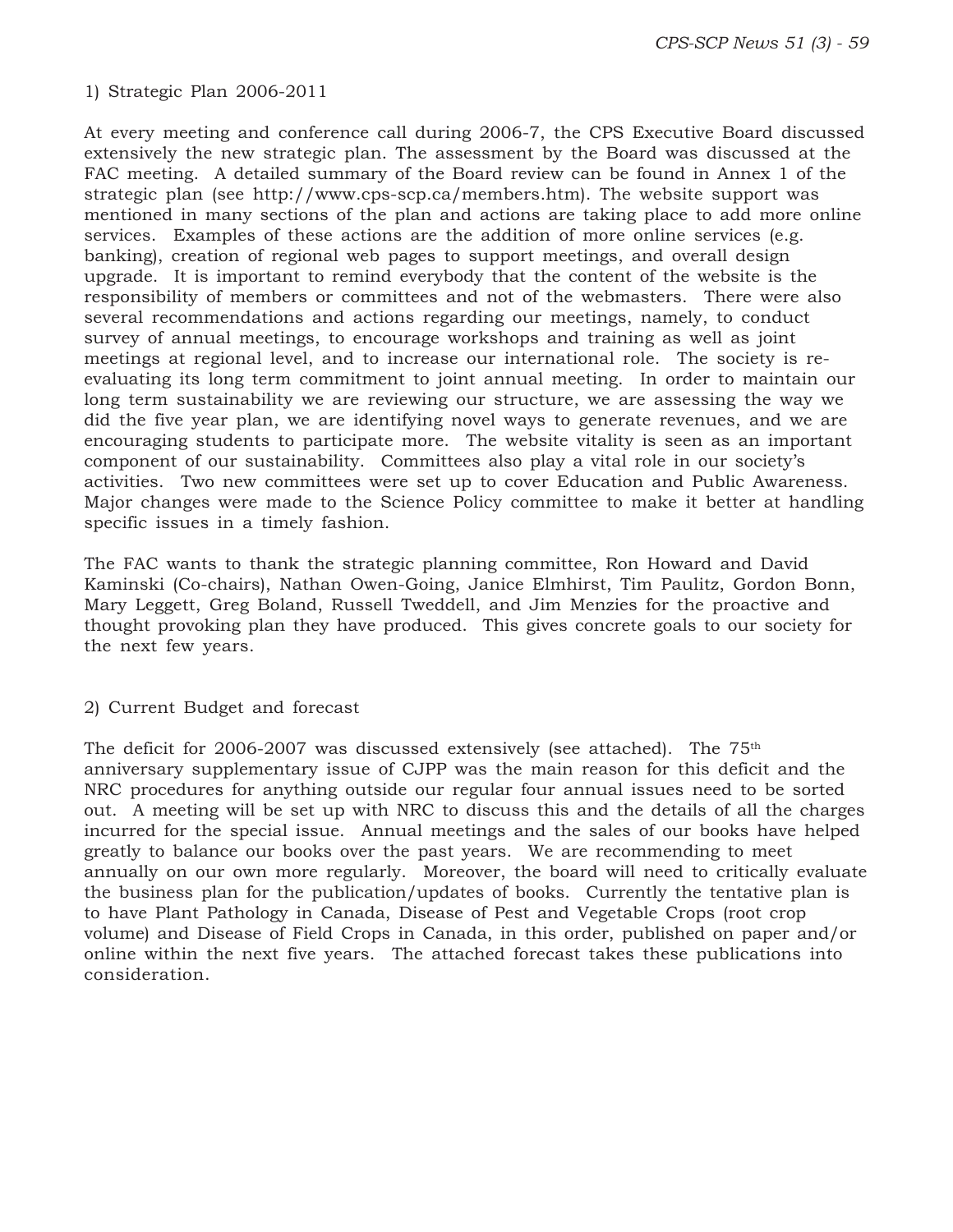1) Strategic Plan 2006-2011

At every meeting and conference call during 2006-7, the CPS Executive Board discussed extensively the new strategic plan. The assessment by the Board was discussed at the FAC meeting. A detailed summary of the Board review can be found in Annex 1 of the strategic plan (see http://www.cps-scp.ca/members.htm). The website support was mentioned in many sections of the plan and actions are taking place to add more online services. Examples of these actions are the addition of more online services (e.g. banking), creation of regional web pages to support meetings, and overall design upgrade. It is important to remind everybody that the content of the website is the responsibility of members or committees and not of the webmasters. There were also several recommendations and actions regarding our meetings, namely, to conduct survey of annual meetings, to encourage workshops and training as well as joint meetings at regional level, and to increase our international role. The society is re-evaluating its long term commitment to joint annual meeting. In order to maintain our long term sustainability we are reviewing our structure, we are assessing the way we did the five year plan, we are identifying novel ways to generate revenues, and we are encouraging students to participate more. The website vitality is seen as an important component of our sustainability. Committees also play a vital role in our society's activities. Two new committees were set up to cover Education and Public Awareness. Major changes were made to the Science Policy committee to make it better at handling specific issues in a timely fashion.

The FAC wants to thank the strategic planning committee, Ron Howard and David Kaminski (Co-chairs), Nathan Owen-Going, Janice Elmhirst, Tim Paulitz, Gordon Bonn, Mary Leggett, Greg Boland, Russell Tweddell, and Jim Menzies for the proactive and thought provoking plan they have produced. This gives concrete goals to our society for the next few years.

2) Current Budget and forecast

The deficit for 2006-2007 was discussed extensively (see attached). The 75th anniversary supplementary issue of CJPP was the main reason for this deficit and the NRC procedures for anything outside our regular four annual issues need to be sorted out. A meeting will be set up with NRC to discuss this and the details of all the charges incurred for the special issue. Annual meetings and the sales of our books have helped greatly to balance our books over the past years. We are recommending to meet annually on our own more regularly. Moreover, the board will need to critically evaluate the business plan for the publication/updates of books. Currently the tentative plan is to have Plant Pathology in Canada, Disease of Pest and Vegetable Crops (root crop volume) and Disease of Field Crops in Canada, in this order, published on paper and/or online within the next five years. The attached forecast takes these publications into consideration.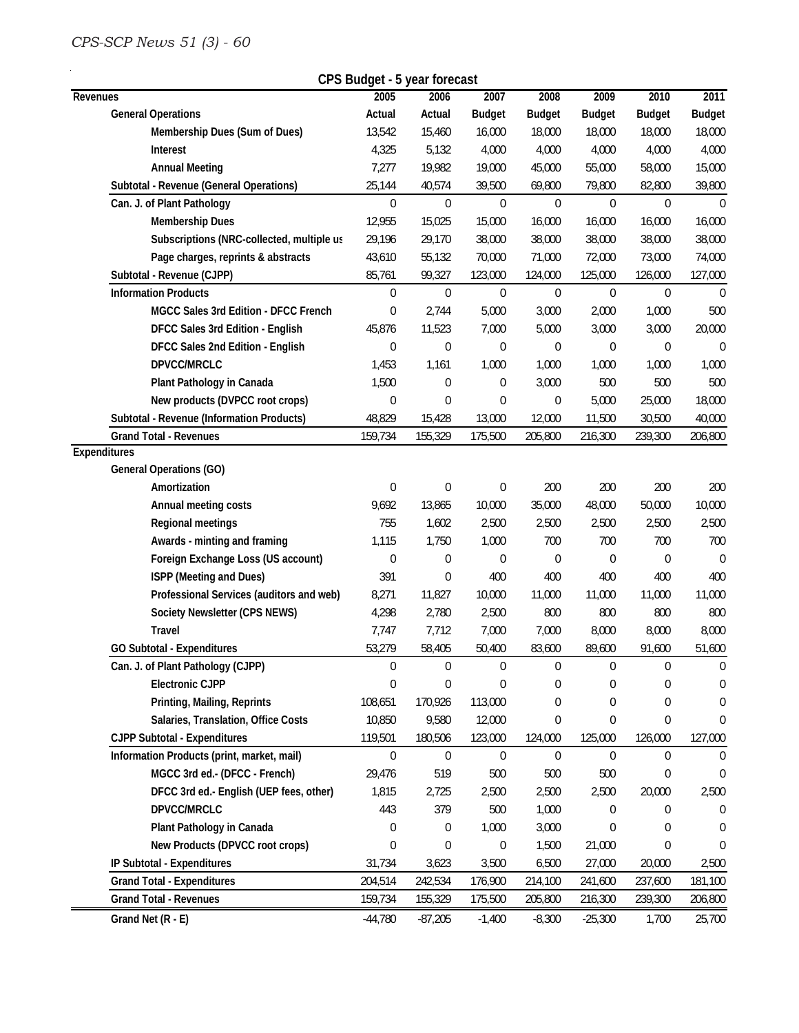**CPS Budget - 5 year forecast**

| Revenues | 2005 | 2006 | 2007 | 2008 | 2009 | 2010 | 2011 |
|---|---|---|---|---|---|---|---|
| General Operations | Actual | Actual | Budget | Budget | Budget | Budget | Budget |
| Membership Dues (Sum of Dues) | 13,542 | 15,460 | 16,000 | 18,000 | 18,000 | 18,000 | 18,000 |
| Interest | 4,325 | 5,132 | 4,000 | 4,000 | 4,000 | 4,000 | 4,000 |
| Annual Meeting | 7,277 | 19,982 | 19,000 | 45,000 | 55,000 | 58,000 | 15,000 |
| Subtotal - Revenue (General Operations) | 25,144 | 40,574 | 39,500 | 69,800 | 79,800 | 82,800 | 39,800 |
| Can. J. of Plant Pathology | 0 | 0 | 0 | 0 | 0 | 0 | 0 |
| Membership Dues | 12,955 | 15,025 | 15,000 | 16,000 | 16,000 | 16,000 | 16,000 |
| Subscriptions (NRC-collected, multiple us | 29,196 | 29,170 | 38,000 | 38,000 | 38,000 | 38,000 | 38,000 |
| Page charges, reprints & abstracts | 43,610 | 55,132 | 70,000 | 71,000 | 72,000 | 73,000 | 74,000 |
| Subtotal - Revenue (CJPP) | 85,761 | 99,327 | 123,000 | 124,000 | 125,000 | 126,000 | 127,000 |
| Information Products | 0 | 0 | 0 | 0 | 0 | 0 | 0 |
| MGCC Sales 3rd Edition - DFCC French | 0 | 2,744 | 5,000 | 3,000 | 2,000 | 1,000 | 500 |
| DFCC Sales 3rd Edition - English | 45,876 | 11,523 | 7,000 | 5,000 | 3,000 | 3,000 | 20,000 |
| DFCC Sales 2nd Edition - English | 0 | 0 | 0 | 0 | 0 | 0 | 0 |
| DPVCC/MRCLC | 1,453 | 1,161 | 1,000 | 1,000 | 1,000 | 1,000 | 1,000 |
| Plant Pathology in Canada | 1,500 | 0 | 0 | 3,000 | 500 | 500 | 500 |
| New products (DVPCC root crops) | 0 | 0 | 0 | 0 | 5,000 | 25,000 | 18,000 |
| Subtotal - Revenue (Information Products) | 48,829 | 15,428 | 13,000 | 12,000 | 11,500 | 30,500 | 40,000 |
| Grand Total - Revenues | 159,734 | 155,329 | 175,500 | 205,800 | 216,300 | 239,300 | 206,800 |
| **Expenditures** | | | | | | | |
| General Operations (GO) | | | | | | | |
| Amortization | 0 | 0 | 0 | 200 | 200 | 200 | 200 |
| Annual meeting costs | 9,692 | 13,865 | 10,000 | 35,000 | 48,000 | 50,000 | 10,000 |
| Regional meetings | 755 | 1,602 | 2,500 | 2,500 | 2,500 | 2,500 | 2,500 |
| Awards - minting and framing | 1,115 | 1,750 | 1,000 | 700 | 700 | 700 | 700 |
| Foreign Exchange Loss (US account) | 0 | 0 | 0 | 0 | 0 | 0 | 0 |
| ISPP (Meeting and Dues) | 391 | 0 | 400 | 400 | 400 | 400 | 400 |
| Professional Services (auditors and web) | 8,271 | 11,827 | 10,000 | 11,000 | 11,000 | 11,000 | 11,000 |
| Society Newsletter (CPS NEWS) | 4,298 | 2,780 | 2,500 | 800 | 800 | 800 | 800 |
| Travel | 7,747 | 7,712 | 7,000 | 7,000 | 8,000 | 8,000 | 8,000 |
| GO Subtotal - Expenditures | 53,279 | 58,405 | 50,400 | 83,600 | 89,600 | 91,600 | 51,600 |
| Can. J. of Plant Pathology (CJPP) | 0 | 0 | 0 | 0 | 0 | 0 | 0 |
| Electronic CJPP | 0 | 0 | 0 | 0 | 0 | 0 | 0 |
| Printing, Mailing, Reprints | 108,651 | 170,926 | 113,000 | 0 | 0 | 0 | 0 |
| Salaries, Translation, Office Costs | 10,850 | 9,580 | 12,000 | 0 | 0 | 0 | 0 |
| CJPP Subtotal - Expenditures | 119,501 | 180,506 | 123,000 | 124,000 | 125,000 | 126,000 | 127,000 |
| Information Products (print, market, mail) | 0 | 0 | 0 | 0 | 0 | 0 | 0 |
| MGCC 3rd ed.- (DFCC - French) | 29,476 | 519 | 500 | 500 | 500 | 0 | 0 |
| DFCC 3rd ed.- English (UEP fees, other) | 1,815 | 2,725 | 2,500 | 2,500 | 2,500 | 20,000 | 2,500 |
| DPVCC/MRCLC | 443 | 379 | 500 | 1,000 | 0 | 0 | 0 |
| Plant Pathology in Canada | 0 | 0 | 1,000 | 3,000 | 0 | 0 | 0 |
| New Products (DPVCC root crops) | 0 | 0 | 0 | 1,500 | 21,000 | 0 | 0 |
| IP Subtotal - Expenditures | 31,734 | 3,623 | 3,500 | 6,500 | 27,000 | 20,000 | 2,500 |
| Grand Total - Expenditures | 204,514 | 242,534 | 176,900 | 214,100 | 241,600 | 237,600 | 181,100 |
| Grand Total - Revenues | 159,734 | 155,329 | 175,500 | 205,800 | 216,300 | 239,300 | 206,800 |
| Grand Net (R - E) | -44,780 | -87,205 | -1,400 | -8,300 | -25,300 | 1,700 | 25,700 |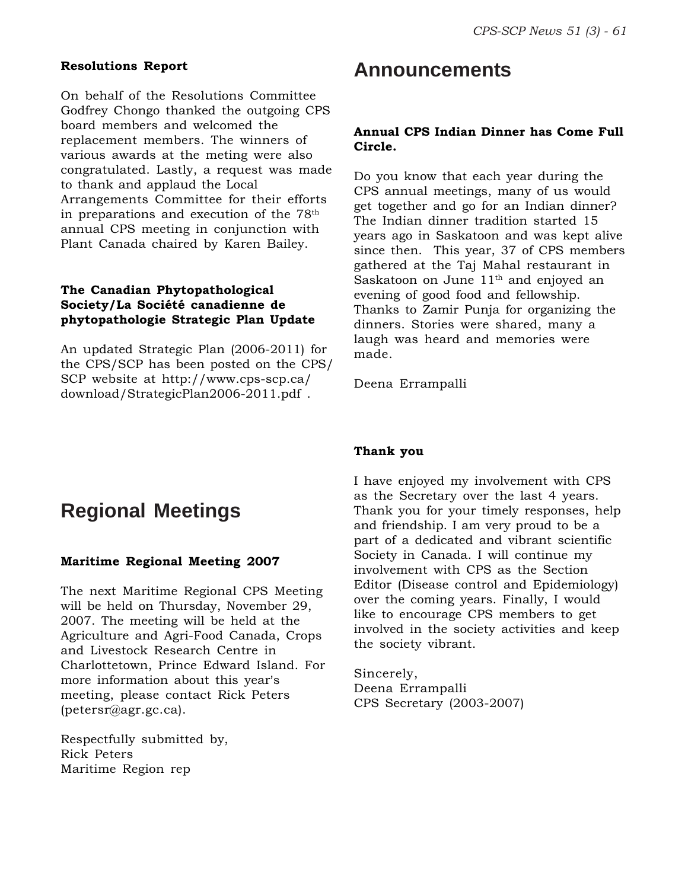#### Resolutions Report

On behalf of the Resolutions Committee Godfrey Chongo thanked the outgoing CPS board members and welcomed the replacement members. The winners of various awards at the meting were also congratulated. Lastly, a request was made to thank and applaud the Local Arrangements Committee for their efforts in preparations and execution of the 78th annual CPS meeting in conjunction with Plant Canada chaired by Karen Bailey.

#### The Canadian Phytopathological Society/La Société canadienne de phytopathologie Strategic Plan Update

An updated Strategic Plan (2006-2011) for the CPS/SCP has been posted on the CPS/SCP website at http://www.cps-scp.ca/download/StrategicPlan2006-2011.pdf .

## Regional Meetings

#### Maritime Regional Meeting 2007

The next Maritime Regional CPS Meeting will be held on Thursday, November 29, 2007. The meeting will be held at the Agriculture and Agri-Food Canada, Crops and Livestock Research Centre in Charlottetown, Prince Edward Island. For more information about this year's meeting, please contact Rick Peters (petersr@agr.gc.ca).

Respectfully submitted by,
Rick Peters
Maritime Region rep

## Announcements

#### Annual CPS Indian Dinner has Come Full Circle.

Do you know that each year during the CPS annual meetings, many of us would get together and go for an Indian dinner? The Indian dinner tradition started 15 years ago in Saskatoon and was kept alive since then. This year, 37 of CPS members gathered at the Taj Mahal restaurant in Saskatoon on June 11th and enjoyed an evening of good food and fellowship. Thanks to Zamir Punja for organizing the dinners. Stories were shared, many a laugh was heard and memories were made.

Deena Errampalli

#### Thank you

I have enjoyed my involvement with CPS as the Secretary over the last 4 years. Thank you for your timely responses, help and friendship. I am very proud to be a part of a dedicated and vibrant scientific Society in Canada. I will continue my involvement with CPS as the Section Editor (Disease control and Epidemiology) over the coming years. Finally, I would like to encourage CPS members to get involved in the society activities and keep the society vibrant.

Sincerely,
Deena Errampalli
CPS Secretary (2003-2007)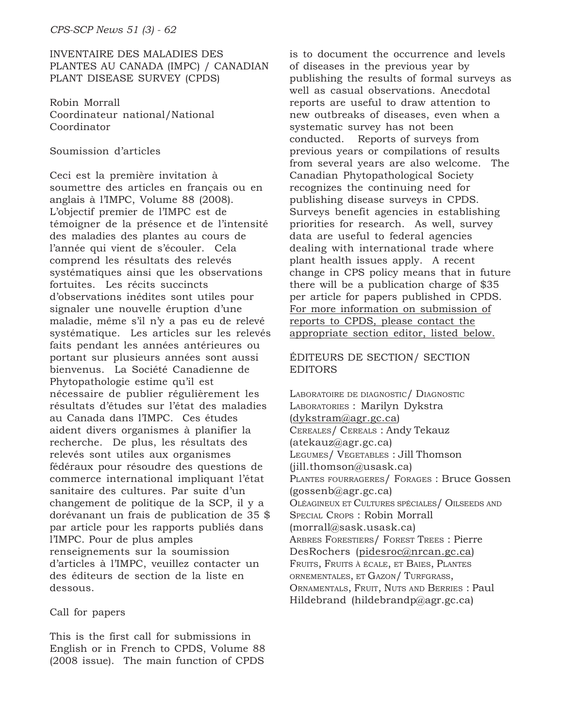## INVENTAIRE DES MALADIES DES PLANTES AU CANADA (IMPC) / CANADIAN PLANT DISEASE SURVEY (CPDS)

Robin Morrall
Coordinateur national/National Coordinator

### Soumission d'articles

Ceci est la première invitation à soumettre des articles en français ou en anglais à l'IMPC, Volume 88 (2008). L'objectif premier de l'IMPC est de témoigner de la présence et de l'intensité des maladies des plantes au cours de l'année qui vient de s'écouler. Cela comprend les résultats des relevés systématiques ainsi que les observations fortuites. Les récits succincts d'observations inédites sont utiles pour signaler une nouvelle éruption d'une maladie, même s'il n'y a pas eu de relevé systématique. Les articles sur les relevés faits pendant les années antérieures ou portant sur plusieurs années sont aussi bienvenus. La Société Canadienne de Phytopathologie estime qu'il est nécessaire de publier régulièrement les résultats d'études sur l'état des maladies au Canada dans l'IMPC. Ces études aident divers organismes à planifier la recherche. De plus, les résultats des relevés sont utiles aux organismes fédéraux pour résoudre des questions de commerce international impliquant l'état sanitaire des cultures. Par suite d'un changement de politique de la SCP, il y a dorévanant un frais de publication de 35 $ par article pour les rapports publiés dans l'IMPC. Pour de plus amples renseignements sur la soumission d'articles à l'IMPC, veuillez contacter un des éditeurs de section de la liste en dessous.

### Call for papers

This is the first call for submissions in English or in French to CPDS, Volume 88 (2008 issue). The main function of CPDS is to document the occurrence and levels of diseases in the previous year by publishing the results of formal surveys as well as casual observations. Anecdotal reports are useful to draw attention to new outbreaks of diseases, even when a systematic survey has not been conducted. Reports of surveys from previous years or compilations of results from several years are also welcome. The Canadian Phytopathological Society recognizes the continuing need for publishing disease surveys in CPDS. Surveys benefit agencies in establishing priorities for research. As well, survey data are useful to federal agencies dealing with international trade where plant health issues apply. A recent change in CPS policy means that in future there will be a publication charge of $35 per article for papers published in CPDS. For more information on submission of reports to CPDS, please contact the appropriate section editor, listed below.

### ÉDITEURS DE SECTION/ SECTION EDITORS

LABORATOIRE DE DIAGNOSTIC/ DIAGNOSTIC LABORATORIES : Marilyn Dykstra (dykstram@agr.gc.ca)
CEREALES/ CEREALS : Andy Tekauz (atekauz@agr.gc.ca)
LEGUMES/ VEGETABLES : Jill Thomson (jill.thomson@usask.ca)
PLANTES FOURRAGERES/ FORAGES : Bruce Gossen (gossenb@agr.gc.ca)
OLÉAGINEUX ET CULTURES SPÉCIALES/ OILSEEDS AND SPECIAL CROPS : Robin Morrall (morrall@sask.usask.ca)
ARBRES FORESTIERS/ FOREST TREES : Pierre DesRochers (pidesroc@nrcan.gc.ca)
FRUITS, FRUITS À ÉCALE, ET BAIES, PLANTES ORNEMENTALES, ET GAZON/ TURFGRASS, ORNAMENTALS, FRUIT, NUTS AND BERRIES : Paul Hildebrand (hildebrandp@agr.gc.ca)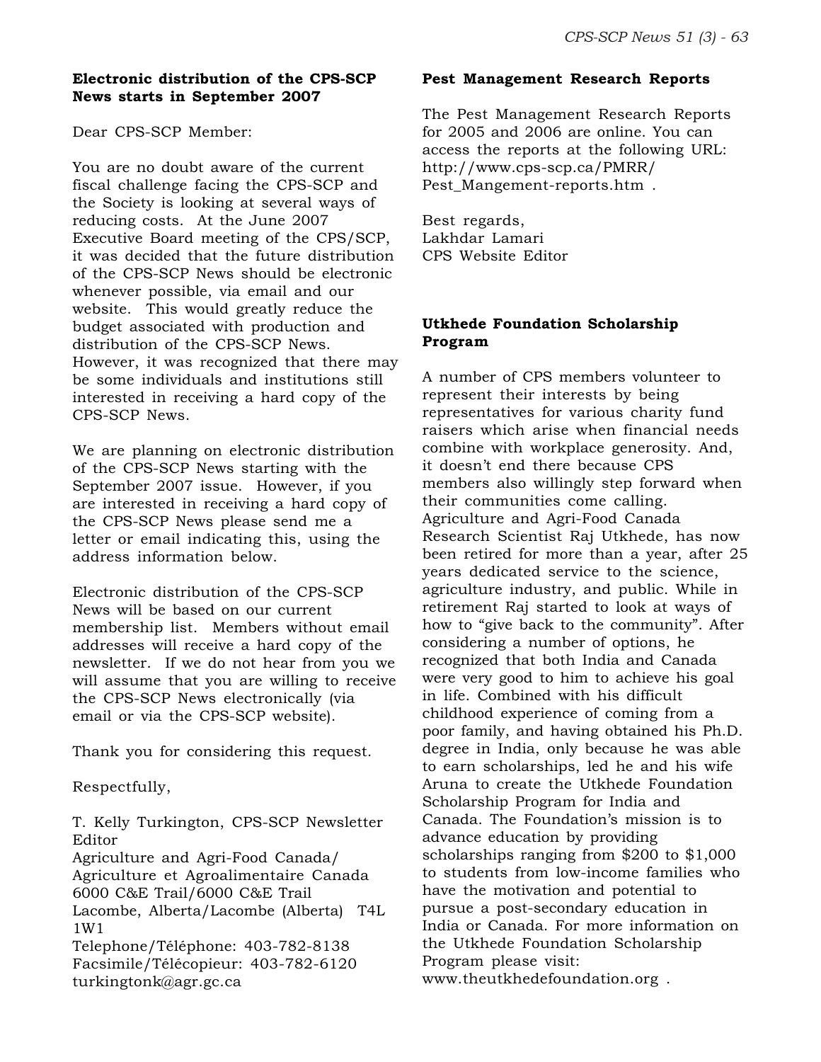## Electronic distribution of the CPS-SCP News starts in September 2007

Dear CPS-SCP Member:

You are no doubt aware of the current fiscal challenge facing the CPS-SCP and the Society is looking at several ways of reducing costs. At the June 2007 Executive Board meeting of the CPS/SCP, it was decided that the future distribution of the CPS-SCP News should be electronic whenever possible, via email and our website. This would greatly reduce the budget associated with production and distribution of the CPS-SCP News. However, it was recognized that there may be some individuals and institutions still interested in receiving a hard copy of the CPS-SCP News.

We are planning on electronic distribution of the CPS-SCP News starting with the September 2007 issue. However, if you are interested in receiving a hard copy of the CPS-SCP News please send me a letter or email indicating this, using the address information below.

Electronic distribution of the CPS-SCP News will be based on our current membership list. Members without email addresses will receive a hard copy of the newsletter. If we do not hear from you we will assume that you are willing to receive the CPS-SCP News electronically (via email or via the CPS-SCP website).

Thank you for considering this request.

Respectfully,

T. Kelly Turkington, CPS-SCP Newsletter Editor
Agriculture and Agri-Food Canada/
Agriculture et Agroalimentaire Canada
6000 C&E Trail/6000 C&E Trail
Lacombe, Alberta/Lacombe (Alberta) T4L 1W1
Telephone/Téléphone: 403-782-8138
Facsimile/Télécopieur: 403-782-6120
turkingtonk@agr.gc.ca

## Pest Management Research Reports

The Pest Management Research Reports for 2005 and 2006 are online. You can access the reports at the following URL: http://www.cps-scp.ca/PMRR/Pest_Mangement-reports.htm .

Best regards,
Lakhdar Lamari
CPS Website Editor

## Utkhede Foundation Scholarship Program

A number of CPS members volunteer to represent their interests by being representatives for various charity fund raisers which arise when financial needs combine with workplace generosity. And, it doesn't end there because CPS members also willingly step forward when their communities come calling. Agriculture and Agri-Food Canada Research Scientist Raj Utkhede, has now been retired for more than a year, after 25 years dedicated service to the science, agriculture industry, and public. While in retirement Raj started to look at ways of how to "give back to the community". After considering a number of options, he recognized that both India and Canada were very good to him to achieve his goal in life. Combined with his difficult childhood experience of coming from a poor family, and having obtained his Ph.D. degree in India, only because he was able to earn scholarships, led he and his wife Aruna to create the Utkhede Foundation Scholarship Program for India and Canada. The Foundation's mission is to advance education by providing scholarships ranging from $200 to $1,000 to students from low-income families who have the motivation and potential to pursue a post-secondary education in India or Canada. For more information on the Utkhede Foundation Scholarship Program please visit: www.theutkhedefoundation.org .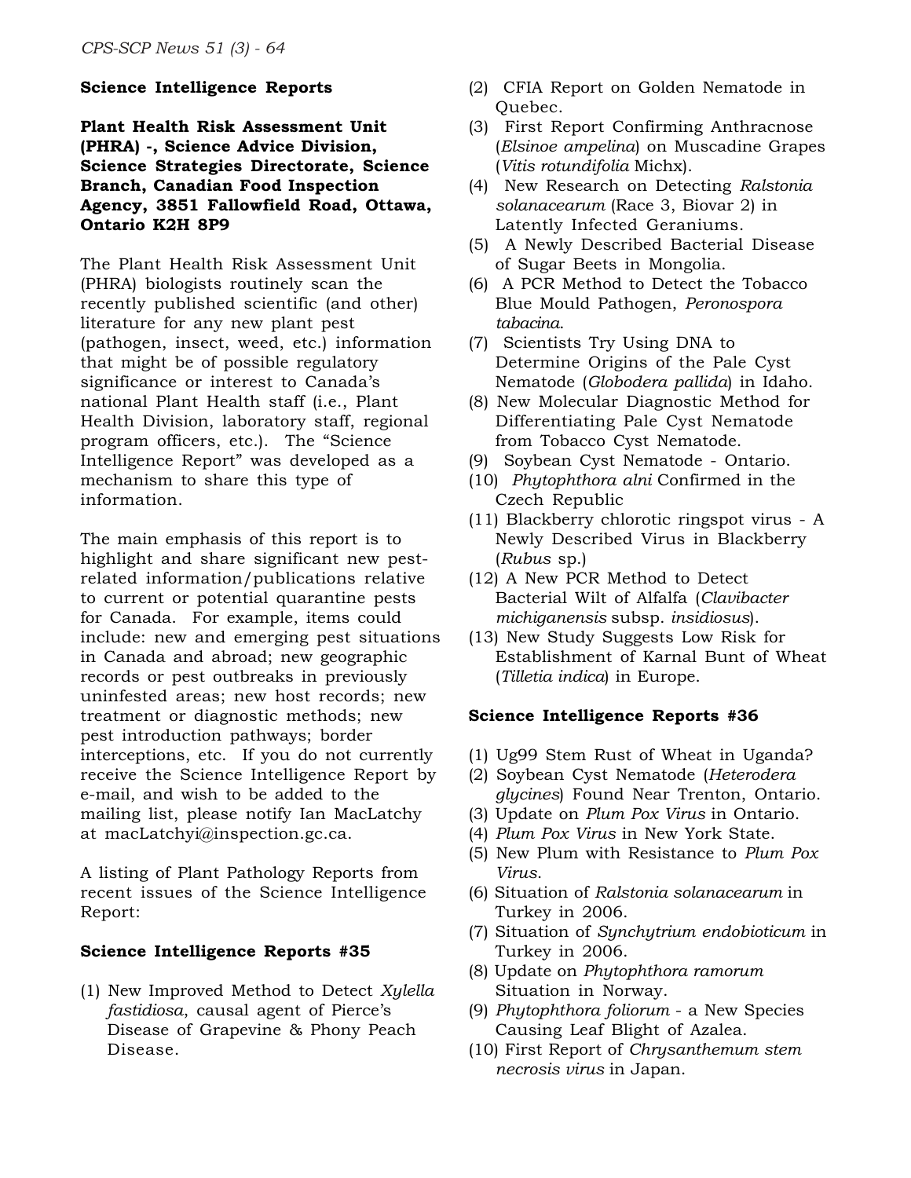## Science Intelligence Reports

**Plant Health Risk Assessment Unit (PHRA) -, Science Advice Division, Science Strategies Directorate, Science Branch, Canadian Food Inspection Agency, 3851 Fallowfield Road, Ottawa, Ontario K2H 8P9**

The Plant Health Risk Assessment Unit (PHRA) biologists routinely scan the recently published scientific (and other) literature for any new plant pest (pathogen, insect, weed, etc.) information that might be of possible regulatory significance or interest to Canada's national Plant Health staff (i.e., Plant Health Division, laboratory staff, regional program officers, etc.). The "Science Intelligence Report" was developed as a mechanism to share this type of information.

The main emphasis of this report is to highlight and share significant new pest-related information/publications relative to current or potential quarantine pests for Canada. For example, items could include: new and emerging pest situations in Canada and abroad; new geographic records or pest outbreaks in previously uninfested areas; new host records; new treatment or diagnostic methods; new pest introduction pathways; border interceptions, etc. If you do not currently receive the Science Intelligence Report by e-mail, and wish to be added to the mailing list, please notify Ian MacLatchy at macLatchyi@inspection.gc.ca.

A listing of Plant Pathology Reports from recent issues of the Science Intelligence Report:

### Science Intelligence Reports #35

(1) New Improved Method to Detect *Xylella fastidiosa*, causal agent of Pierce's Disease of Grapevine & Phony Peach Disease.
(2) CFIA Report on Golden Nematode in Quebec.
(3) First Report Confirming Anthracnose (*Elsinoe ampelina*) on Muscadine Grapes (*Vitis rotundifolia* Michx).
(4) New Research on Detecting *Ralstonia solanacearum* (Race 3, Biovar 2) in Latently Infected Geraniums.
(5) A Newly Described Bacterial Disease of Sugar Beets in Mongolia.
(6) A PCR Method to Detect the Tobacco Blue Mould Pathogen, *Peronospora tabacina*.
(7) Scientists Try Using DNA to Determine Origins of the Pale Cyst Nematode (*Globodera pallida*) in Idaho.
(8) New Molecular Diagnostic Method for Differentiating Pale Cyst Nematode from Tobacco Cyst Nematode.
(9) Soybean Cyst Nematode - Ontario.
(10) *Phytophthora alni* Confirmed in the Czech Republic
(11) Blackberry chlorotic ringspot virus - A Newly Described Virus in Blackberry (*Rubus* sp.)
(12) A New PCR Method to Detect Bacterial Wilt of Alfalfa (*Clavibacter michiganensis* subsp. *insidiosus*).
(13) New Study Suggests Low Risk for Establishment of Karnal Bunt of Wheat (*Tilletia indica*) in Europe.

### Science Intelligence Reports #36

(1) Ug99 Stem Rust of Wheat in Uganda?
(2) Soybean Cyst Nematode (*Heterodera glycines*) Found Near Trenton, Ontario.
(3) Update on *Plum Pox Virus* in Ontario.
(4) *Plum Pox Virus* in New York State.
(5) New Plum with Resistance to *Plum Pox Virus*.
(6) Situation of *Ralstonia solanacearum* in Turkey in 2006.
(7) Situation of *Synchytrium endobioticum* in Turkey in 2006.
(8) Update on *Phytophthora ramorum* Situation in Norway.
(9) *Phytophthora foliorum* - a New Species Causing Leaf Blight of Azalea.
(10) First Report of *Chrysanthemum stem necrosis virus* in Japan.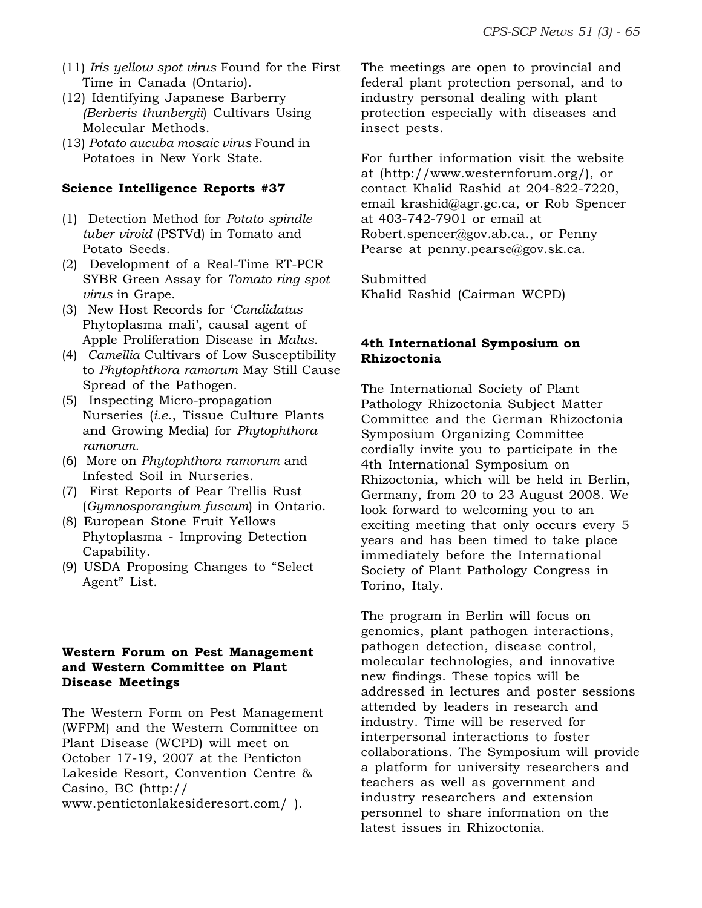(11) *Iris yellow spot virus* Found for the First Time in Canada (Ontario).
(12) Identifying Japanese Barberry *(Berberis thunbergii*) Cultivars Using Molecular Methods.
(13) *Potato aucuba mosaic virus* Found in Potatoes in New York State.

**Science Intelligence Reports #37**

(1) Detection Method for *Potato spindle tuber viroid* (PSTVd) in Tomato and Potato Seeds.
(2) Development of a Real-Time RT-PCR SYBR Green Assay for *Tomato ring spot virus* in Grape.
(3) New Host Records for '*Candidatus* Phytoplasma mali', causal agent of Apple Proliferation Disease in *Malus*.
(4) *Camellia* Cultivars of Low Susceptibility to *Phytophthora ramorum* May Still Cause Spread of the Pathogen.
(5) Inspecting Micro-propagation Nurseries (*i.e.*, Tissue Culture Plants and Growing Media) for *Phytophthora ramorum*.
(6) More on *Phytophthora ramorum* and Infested Soil in Nurseries.
(7) First Reports of Pear Trellis Rust (*Gymnosporangium fuscum*) in Ontario.
(8) European Stone Fruit Yellows Phytoplasma - Improving Detection Capability.
(9) USDA Proposing Changes to "Select Agent" List.

**Western Forum on Pest Management and Western Committee on Plant Disease Meetings**

The Western Form on Pest Management (WFPM) and the Western Committee on Plant Disease (WCPD) will meet on October 17-19, 2007 at the Penticton Lakeside Resort, Convention Centre & Casino, BC (http://www.pentictonlakesideresort.com/ ).

The meetings are open to provincial and federal plant protection personal, and to industry personal dealing with plant protection especially with diseases and insect pests.

For further information visit the website at (http://www.westernforum.org/), or contact Khalid Rashid at 204-822-7220, email krashid@agr.gc.ca, or Rob Spencer at 403-742-7901 or email at Robert.spencer@gov.ab.ca., or Penny Pearse at penny.pearse@gov.sk.ca.

Submitted
Khalid Rashid (Cairman WCPD)

**4th International Symposium on Rhizoctonia**

The International Society of Plant Pathology Rhizoctonia Subject Matter Committee and the German Rhizoctonia Symposium Organizing Committee cordially invite you to participate in the 4th International Symposium on Rhizoctonia, which will be held in Berlin, Germany, from 20 to 23 August 2008. We look forward to welcoming you to an exciting meeting that only occurs every 5 years and has been timed to take place immediately before the International Society of Plant Pathology Congress in Torino, Italy.

The program in Berlin will focus on genomics, plant pathogen interactions, pathogen detection, disease control, molecular technologies, and innovative new findings. These topics will be addressed in lectures and poster sessions attended by leaders in research and industry. Time will be reserved for interpersonal interactions to foster collaborations. The Symposium will provide a platform for university researchers and teachers as well as government and industry researchers and extension personnel to share information on the latest issues in Rhizoctonia.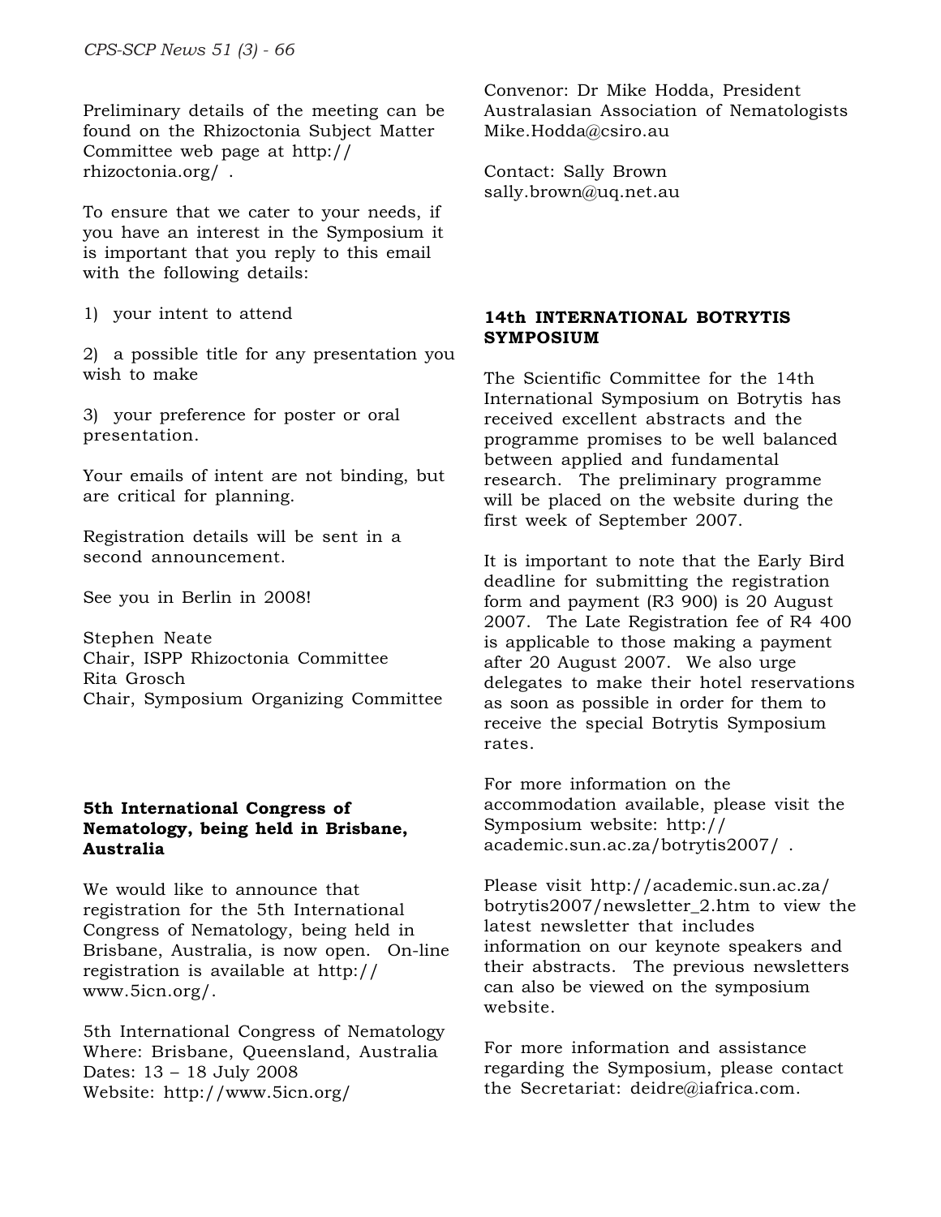Preliminary details of the meeting can be found on the Rhizoctonia Subject Matter Committee web page at http://rhizoctonia.org/ .

To ensure that we cater to your needs, if you have an interest in the Symposium it is important that you reply to this email with the following details:

1) your intent to attend

2) a possible title for any presentation you wish to make

3) your preference for poster or oral presentation.

Your emails of intent are not binding, but are critical for planning.

Registration details will be sent in a second announcement.

See you in Berlin in 2008!

Stephen Neate
Chair, ISPP Rhizoctonia Committee
Rita Grosch
Chair, Symposium Organizing Committee

**5th International Congress of Nematology, being held in Brisbane, Australia**

We would like to announce that registration for the 5th International Congress of Nematology, being held in Brisbane, Australia, is now open. On-line registration is available at http://www.5icn.org/.

5th International Congress of Nematology
Where: Brisbane, Queensland, Australia
Dates: 13 – 18 July 2008
Website: http://www.5icn.org/

Convenor: Dr Mike Hodda, President Australasian Association of Nematologists
Mike.Hodda@csiro.au

Contact: Sally Brown
sally.brown@uq.net.au

**14th INTERNATIONAL BOTRYTIS SYMPOSIUM**

The Scientific Committee for the 14th International Symposium on Botrytis has received excellent abstracts and the programme promises to be well balanced between applied and fundamental research. The preliminary programme will be placed on the website during the first week of September 2007.

It is important to note that the Early Bird deadline for submitting the registration form and payment (R3 900) is 20 August 2007. The Late Registration fee of R4 400 is applicable to those making a payment after 20 August 2007. We also urge delegates to make their hotel reservations as soon as possible in order for them to receive the special Botrytis Symposium rates.

For more information on the accommodation available, please visit the Symposium website: http://academic.sun.ac.za/botrytis2007/ .

Please visit http://academic.sun.ac.za/botrytis2007/newsletter_2.htm to view the latest newsletter that includes information on our keynote speakers and their abstracts. The previous newsletters can also be viewed on the symposium website.

For more information and assistance regarding the Symposium, please contact the Secretariat: deidre@iafrica.com.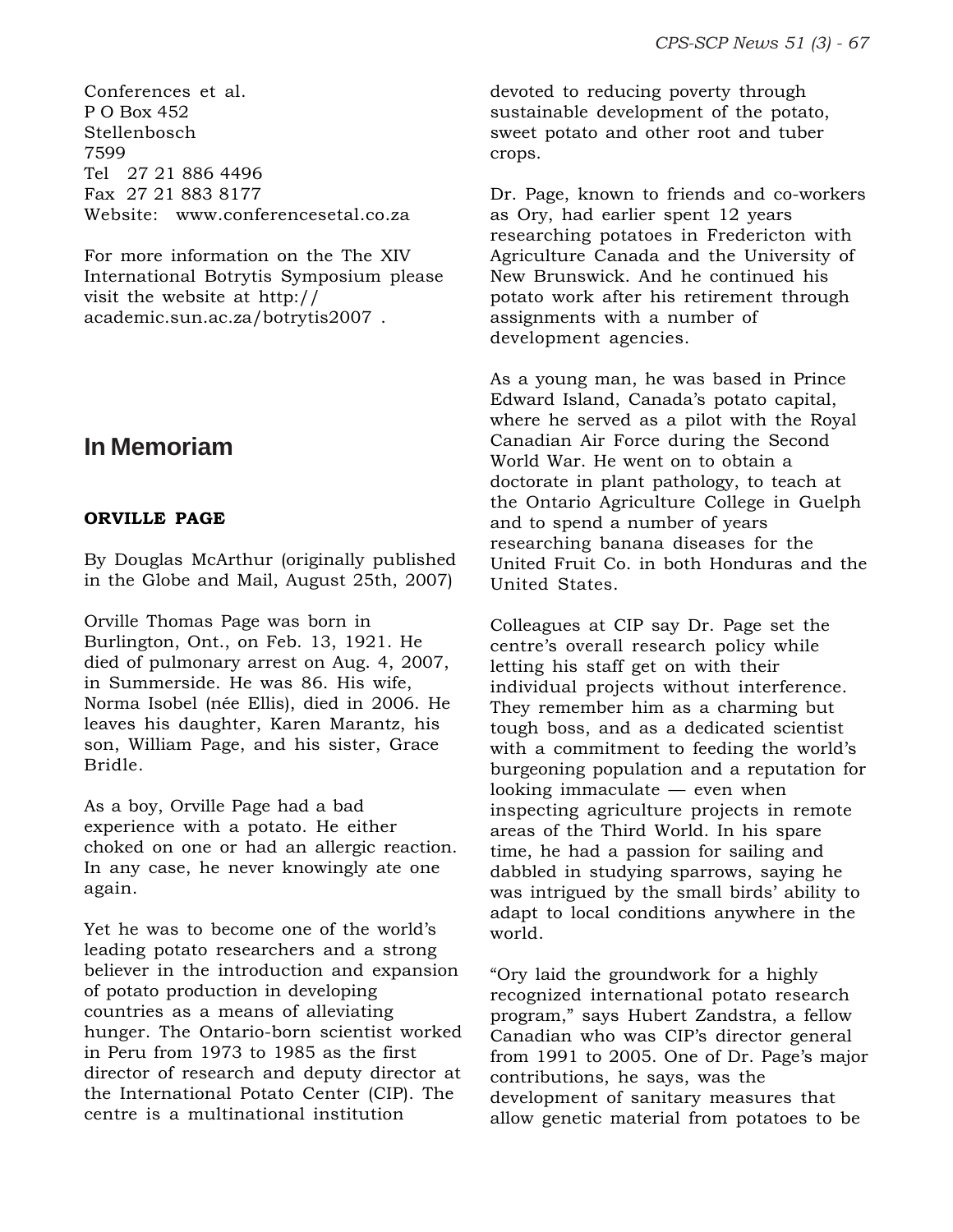Conferences et al.
P O Box 452
Stellenbosch
7599
Tel 27 21 886 4496
Fax 27 21 883 8177
Website: www.conferencesetal.co.za

For more information on the The XIV International Botrytis Symposium please visit the website at http://academic.sun.ac.za/botrytis2007 .

## In Memoriam

**ORVILLE PAGE**

By Douglas McArthur (originally published in the Globe and Mail, August 25th, 2007)

Orville Thomas Page was born in Burlington, Ont., on Feb. 13, 1921. He died of pulmonary arrest on Aug. 4, 2007, in Summerside. He was 86. His wife, Norma Isobel (née Ellis), died in 2006. He leaves his daughter, Karen Marantz, his son, William Page, and his sister, Grace Bridle.

As a boy, Orville Page had a bad experience with a potato. He either choked on one or had an allergic reaction. In any case, he never knowingly ate one again.

Yet he was to become one of the world's leading potato researchers and a strong believer in the introduction and expansion of potato production in developing countries as a means of alleviating hunger. The Ontario-born scientist worked in Peru from 1973 to 1985 as the first director of research and deputy director at the International Potato Center (CIP). The centre is a multinational institution devoted to reducing poverty through sustainable development of the potato, sweet potato and other root and tuber crops.

Dr. Page, known to friends and co-workers as Ory, had earlier spent 12 years researching potatoes in Fredericton with Agriculture Canada and the University of New Brunswick. And he continued his potato work after his retirement through assignments with a number of development agencies.

As a young man, he was based in Prince Edward Island, Canada's potato capital, where he served as a pilot with the Royal Canadian Air Force during the Second World War. He went on to obtain a doctorate in plant pathology, to teach at the Ontario Agriculture College in Guelph and to spend a number of years researching banana diseases for the United Fruit Co. in both Honduras and the United States.

Colleagues at CIP say Dr. Page set the centre's overall research policy while letting his staff get on with their individual projects without interference. They remember him as a charming but tough boss, and as a dedicated scientist with a commitment to feeding the world's burgeoning population and a reputation for looking immaculate — even when inspecting agriculture projects in remote areas of the Third World. In his spare time, he had a passion for sailing and dabbled in studying sparrows, saying he was intrigued by the small birds' ability to adapt to local conditions anywhere in the world.

"Ory laid the groundwork for a highly recognized international potato research program," says Hubert Zandstra, a fellow Canadian who was CIP's director general from 1991 to 2005. One of Dr. Page's major contributions, he says, was the development of sanitary measures that allow genetic material from potatoes to be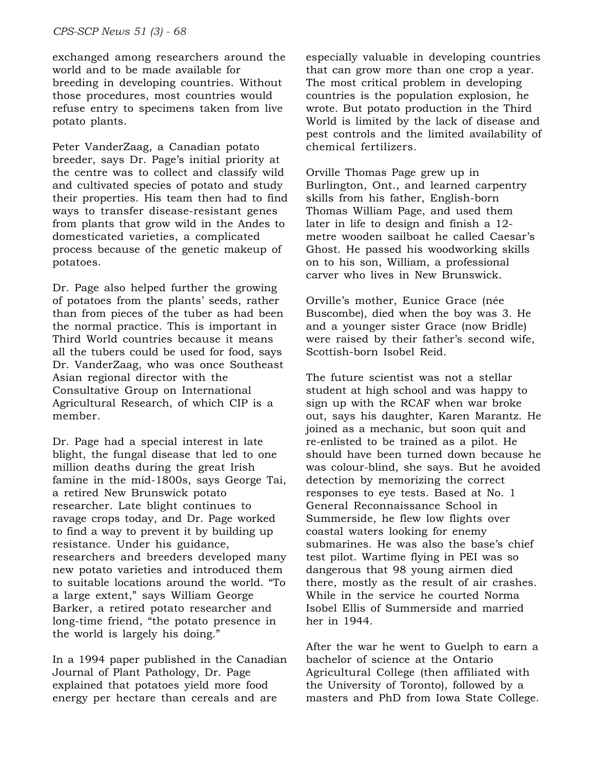exchanged among researchers around the world and to be made available for breeding in developing countries. Without those procedures, most countries would refuse entry to specimens taken from live potato plants.

Peter VanderZaag, a Canadian potato breeder, says Dr. Page's initial priority at the centre was to collect and classify wild and cultivated species of potato and study their properties. His team then had to find ways to transfer disease-resistant genes from plants that grow wild in the Andes to domesticated varieties, a complicated process because of the genetic makeup of potatoes.

Dr. Page also helped further the growing of potatoes from the plants' seeds, rather than from pieces of the tuber as had been the normal practice. This is important in Third World countries because it means all the tubers could be used for food, says Dr. VanderZaag, who was once Southeast Asian regional director with the Consultative Group on International Agricultural Research, of which CIP is a member.

Dr. Page had a special interest in late blight, the fungal disease that led to one million deaths during the great Irish famine in the mid-1800s, says George Tai, a retired New Brunswick potato researcher. Late blight continues to ravage crops today, and Dr. Page worked to find a way to prevent it by building up resistance. Under his guidance, researchers and breeders developed many new potato varieties and introduced them to suitable locations around the world. "To a large extent," says William George Barker, a retired potato researcher and long-time friend, "the potato presence in the world is largely his doing."

In a 1994 paper published in the Canadian Journal of Plant Pathology, Dr. Page explained that potatoes yield more food energy per hectare than cereals and are especially valuable in developing countries that can grow more than one crop a year. The most critical problem in developing countries is the population explosion, he wrote. But potato production in the Third World is limited by the lack of disease and pest controls and the limited availability of chemical fertilizers.

Orville Thomas Page grew up in Burlington, Ont., and learned carpentry skills from his father, English-born Thomas William Page, and used them later in life to design and finish a 12-metre wooden sailboat he called Caesar's Ghost. He passed his woodworking skills on to his son, William, a professional carver who lives in New Brunswick.

Orville's mother, Eunice Grace (née Buscombe), died when the boy was 3. He and a younger sister Grace (now Bridle) were raised by their father's second wife, Scottish-born Isobel Reid.

The future scientist was not a stellar student at high school and was happy to sign up with the RCAF when war broke out, says his daughter, Karen Marantz. He joined as a mechanic, but soon quit and re-enlisted to be trained as a pilot. He should have been turned down because he was colour-blind, she says. But he avoided detection by memorizing the correct responses to eye tests. Based at No. 1 General Reconnaissance School in Summerside, he flew low flights over coastal waters looking for enemy submarines. He was also the base's chief test pilot. Wartime flying in PEI was so dangerous that 98 young airmen died there, mostly as the result of air crashes. While in the service he courted Norma Isobel Ellis of Summerside and married her in 1944.

After the war he went to Guelph to earn a bachelor of science at the Ontario Agricultural College (then affiliated with the University of Toronto), followed by a masters and PhD from Iowa State College.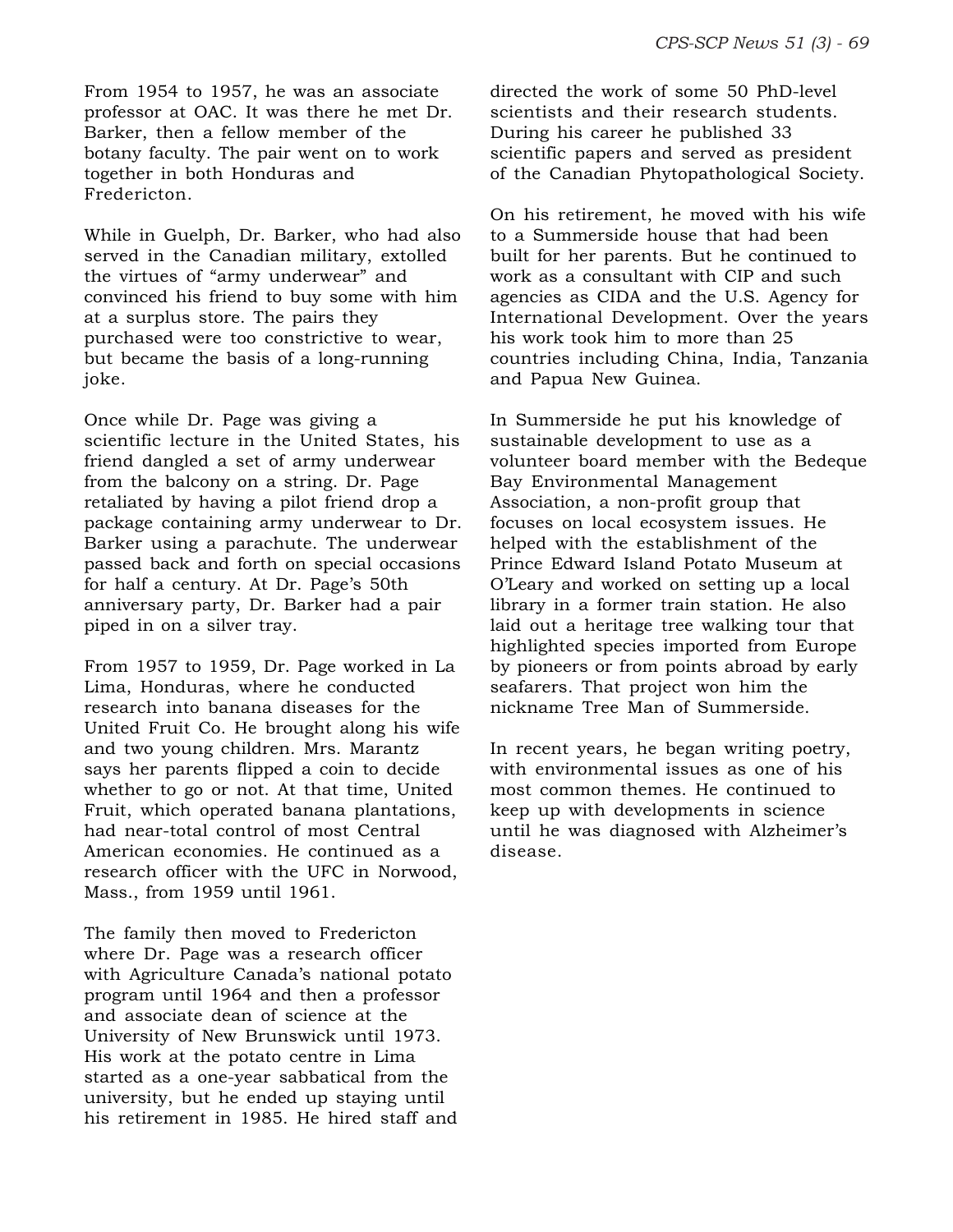From 1954 to 1957, he was an associate professor at OAC. It was there he met Dr. Barker, then a fellow member of the botany faculty. The pair went on to work together in both Honduras and Fredericton.

While in Guelph, Dr. Barker, who had also served in the Canadian military, extolled the virtues of "army underwear" and convinced his friend to buy some with him at a surplus store. The pairs they purchased were too constrictive to wear, but became the basis of a long-running joke.

Once while Dr. Page was giving a scientific lecture in the United States, his friend dangled a set of army underwear from the balcony on a string. Dr. Page retaliated by having a pilot friend drop a package containing army underwear to Dr. Barker using a parachute. The underwear passed back and forth on special occasions for half a century. At Dr. Page's 50th anniversary party, Dr. Barker had a pair piped in on a silver tray.

From 1957 to 1959, Dr. Page worked in La Lima, Honduras, where he conducted research into banana diseases for the United Fruit Co. He brought along his wife and two young children. Mrs. Marantz says her parents flipped a coin to decide whether to go or not. At that time, United Fruit, which operated banana plantations, had near-total control of most Central American economies. He continued as a research officer with the UFC in Norwood, Mass., from 1959 until 1961.

The family then moved to Fredericton where Dr. Page was a research officer with Agriculture Canada's national potato program until 1964 and then a professor and associate dean of science at the University of New Brunswick until 1973. His work at the potato centre in Lima started as a one-year sabbatical from the university, but he ended up staying until his retirement in 1985. He hired staff and directed the work of some 50 PhD-level scientists and their research students. During his career he published 33 scientific papers and served as president of the Canadian Phytopathological Society.

On his retirement, he moved with his wife to a Summerside house that had been built for her parents. But he continued to work as a consultant with CIP and such agencies as CIDA and the U.S. Agency for International Development. Over the years his work took him to more than 25 countries including China, India, Tanzania and Papua New Guinea.

In Summerside he put his knowledge of sustainable development to use as a volunteer board member with the Bedeque Bay Environmental Management Association, a non-profit group that focuses on local ecosystem issues. He helped with the establishment of the Prince Edward Island Potato Museum at O'Leary and worked on setting up a local library in a former train station. He also laid out a heritage tree walking tour that highlighted species imported from Europe by pioneers or from points abroad by early seafarers. That project won him the nickname Tree Man of Summerside.

In recent years, he began writing poetry, with environmental issues as one of his most common themes. He continued to keep up with developments in science until he was diagnosed with Alzheimer's disease.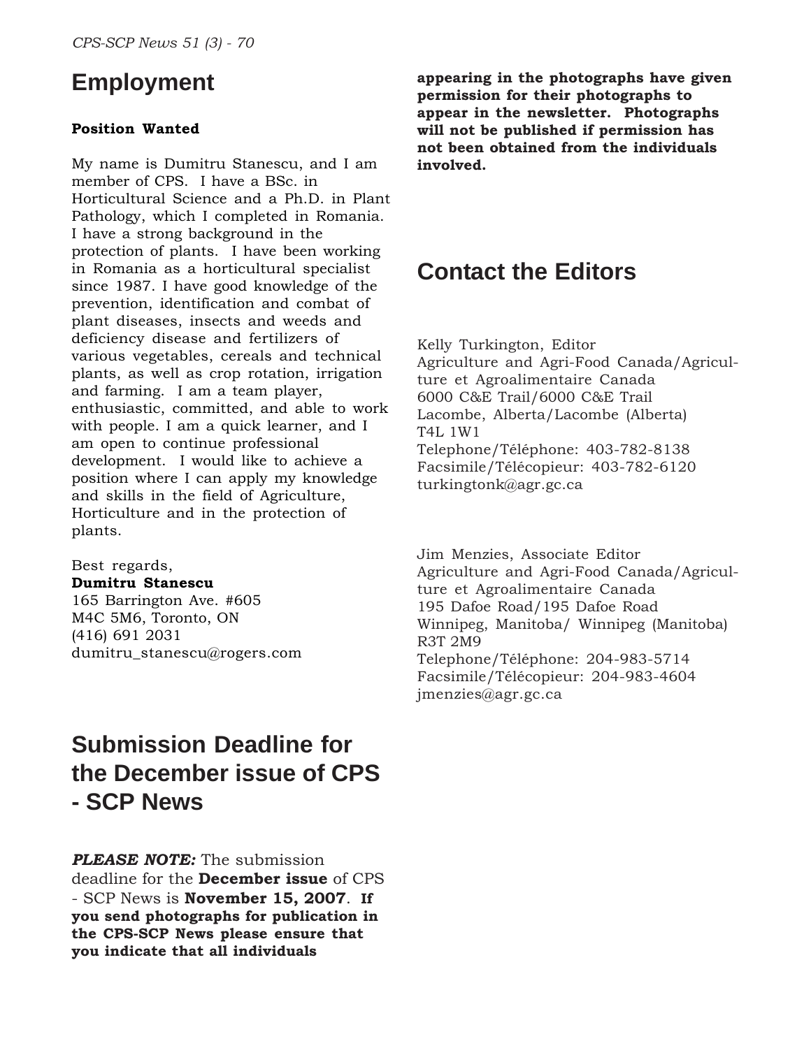# Employment

**Position Wanted**

My name is Dumitru Stanescu, and I am member of CPS. I have a BSc. in Horticultural Science and a Ph.D. in Plant Pathology, which I completed in Romania. I have a strong background in the protection of plants. I have been working in Romania as a horticultural specialist since 1987. I have good knowledge of the prevention, identification and combat of plant diseases, insects and weeds and deficiency disease and fertilizers of various vegetables, cereals and technical plants, as well as crop rotation, irrigation and farming. I am a team player, enthusiastic, committed, and able to work with people. I am a quick learner, and I am open to continue professional development. I would like to achieve a position where I can apply my knowledge and skills in the field of Agriculture, Horticulture and in the protection of plants.

Best regards,
**Dumitru Stanescu**
165 Barrington Ave. #605
M4C 5M6, Toronto, ON
(416) 691 2031
dumitru_stanescu@rogers.com

# Submission Deadline for the December issue of CPS - SCP News

***PLEASE NOTE:*** The submission deadline for the **December issue** of CPS - SCP News is **November 15, 2007**. **If you send photographs for publication in the CPS-SCP News please ensure that you indicate that all individuals appearing in the photographs have given permission for their photographs to appear in the newsletter. Photographs will not be published if permission has not been obtained from the individuals involved.**

# Contact the Editors

Kelly Turkington, Editor
Agriculture and Agri-Food Canada/Agriculture et Agroalimentaire Canada
6000 C&E Trail/6000 C&E Trail
Lacombe, Alberta/Lacombe (Alberta)
T4L 1W1
Telephone/Téléphone: 403-782-8138
Facsimile/Télécopieur: 403-782-6120
turkingtonk@agr.gc.ca

Jim Menzies, Associate Editor
Agriculture and Agri-Food Canada/Agriculture et Agroalimentaire Canada
195 Dafoe Road/195 Dafoe Road
Winnipeg, Manitoba/ Winnipeg (Manitoba)
R3T 2M9
Telephone/Téléphone: 204-983-5714
Facsimile/Télécopieur: 204-983-4604
jmenzies@agr.gc.ca